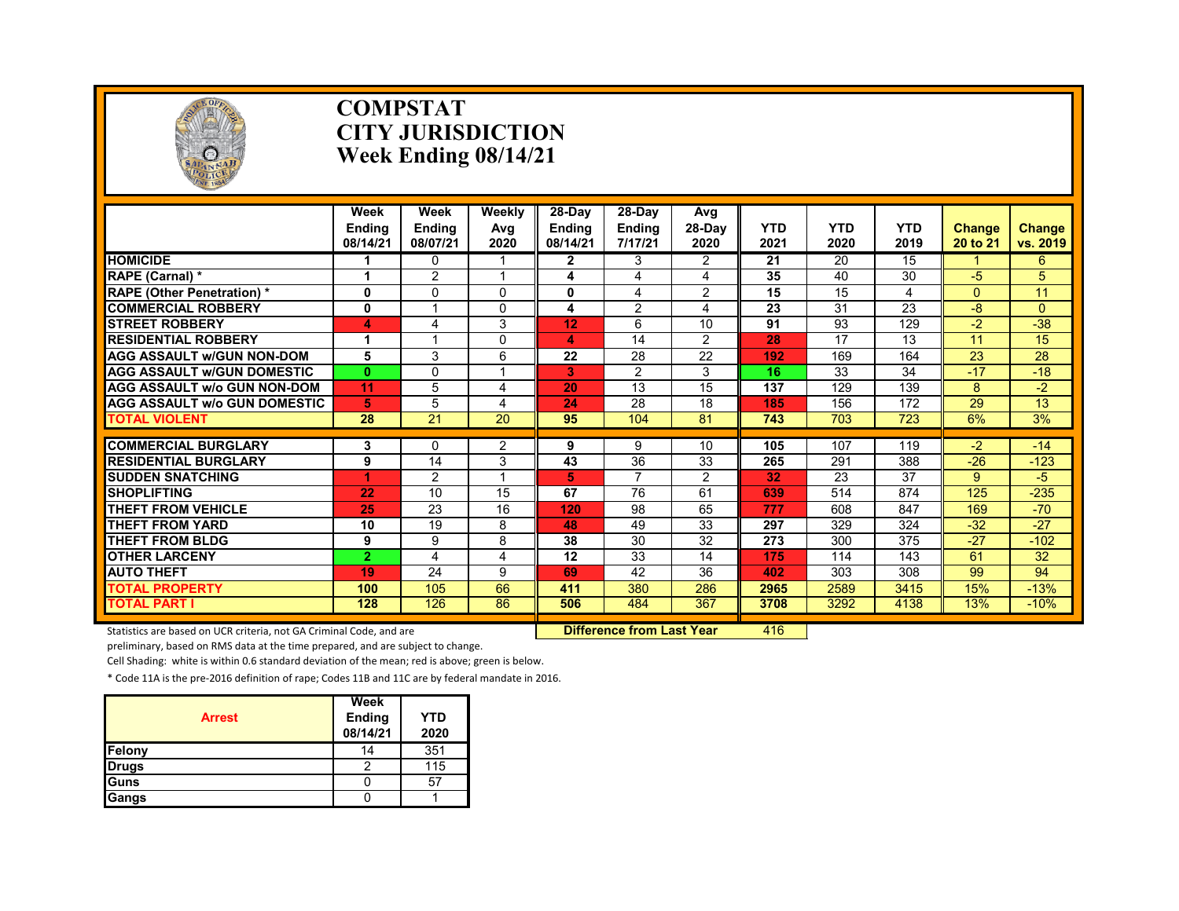# COMPSTAT
# CITY JURISDICTION
# Week Ending 08/14/21

| | Week Ending 08/14/21 | Week Ending 08/07/21 | Weekly Avg 2020 | 28-Day Ending 08/14/21 | 28-Day Ending 7/17/21 | Avg 28-Day 2020 | YTD 2021 | YTD 2020 | YTD 2019 | Change 20 to 21 | Change vs. 2019 |
|---|---|---|---|---|---|---|---|---|---|---|---|
| **HOMICIDE** | 1 | 0 | 1 | 2 | 3 | 2 | 21 | 20 | 15 | 1 | 6 |
| **RAPE (Carnal) *** | 1 | 2 | 1 | 4 | 4 | 4 | 35 | 40 | 30 | -5 | 5 |
| **RAPE (Other Penetration) *** | 0 | 0 | 0 | 0 | 4 | 2 | 15 | 15 | 4 | 0 | 11 |
| **COMMERCIAL ROBBERY** | 0 | 1 | 0 | 4 | 2 | 4 | 23 | 31 | 23 | -8 | 0 |
| **STREET ROBBERY** | 4 | 4 | 3 | 12 | 6 | 10 | 91 | 93 | 129 | -2 | -38 |
| **RESIDENTIAL ROBBERY** | 1 | 1 | 0 | 4 | 14 | 2 | 28 | 17 | 13 | 11 | 15 |
| **AGG ASSAULT w/GUN NON-DOM** | 5 | 3 | 6 | 22 | 28 | 22 | 192 | 169 | 164 | 23 | 28 |
| **AGG ASSAULT w/GUN DOMESTIC** | 0 | 0 | 1 | 3 | 2 | 3 | 16 | 33 | 34 | -17 | -18 |
| **AGG ASSAULT w/o GUN NON-DOM** | 11 | 5 | 4 | 20 | 13 | 15 | 137 | 129 | 139 | 8 | -2 |
| **AGG ASSAULT w/o GUN DOMESTIC** | 5 | 5 | 4 | 24 | 28 | 18 | 185 | 156 | 172 | 29 | 13 |
| **TOTAL VIOLENT** | 28 | 21 | 20 | 95 | 104 | 81 | 743 | 703 | 723 | 6% | 3% |
| **COMMERCIAL BURGLARY** | 3 | 0 | 2 | 9 | 9 | 10 | 105 | 107 | 119 | -2 | -14 |
| **RESIDENTIAL BURGLARY** | 9 | 14 | 3 | 43 | 36 | 33 | 265 | 291 | 388 | -26 | -123 |
| **SUDDEN SNATCHING** | 1 | 2 | 1 | 5 | 7 | 2 | 32 | 23 | 37 | 9 | -5 |
| **SHOPLIFTING** | 22 | 10 | 15 | 67 | 76 | 61 | 639 | 514 | 874 | 125 | -235 |
| **THEFT FROM VEHICLE** | 25 | 23 | 16 | 120 | 98 | 65 | 777 | 608 | 847 | 169 | -70 |
| **THEFT FROM YARD** | 10 | 19 | 8 | 48 | 49 | 33 | 297 | 329 | 324 | -32 | -27 |
| **THEFT FROM BLDG** | 9 | 9 | 8 | 38 | 30 | 32 | 273 | 300 | 375 | -27 | -102 |
| **OTHER LARCENY** | 2 | 4 | 4 | 12 | 33 | 14 | 175 | 114 | 143 | 61 | 32 |
| **AUTO THEFT** | 19 | 24 | 9 | 69 | 42 | 36 | 402 | 303 | 308 | 99 | 94 |
| **TOTAL PROPERTY** | 100 | 105 | 66 | 411 | 380 | 286 | 2965 | 2589 | 3415 | 15% | -13% |
| **TOTAL PART I** | 128 | 126 | 86 | 506 | 484 | 367 | 3708 | 3292 | 4138 | 13% | -10% |

**Difference from Last Year**: 416

Statistics are based on UCR criteria, not GA Criminal Code, and are preliminary, based on RMS data at the time prepared, and are subject to change.

Cell Shading: white is within 0.6 standard deviation of the mean; red is above; green is below.

* Code 11A is the pre-2016 definition of rape; Codes 11B and 11C are by federal mandate in 2016.

| Arrest | Week Ending 08/14/21 | YTD 2020 |
|---|---|---|
| Felony | 14 | 351 |
| Drugs | 2 | 115 |
| Guns | 0 | 57 |
| Gangs | 0 | 1 |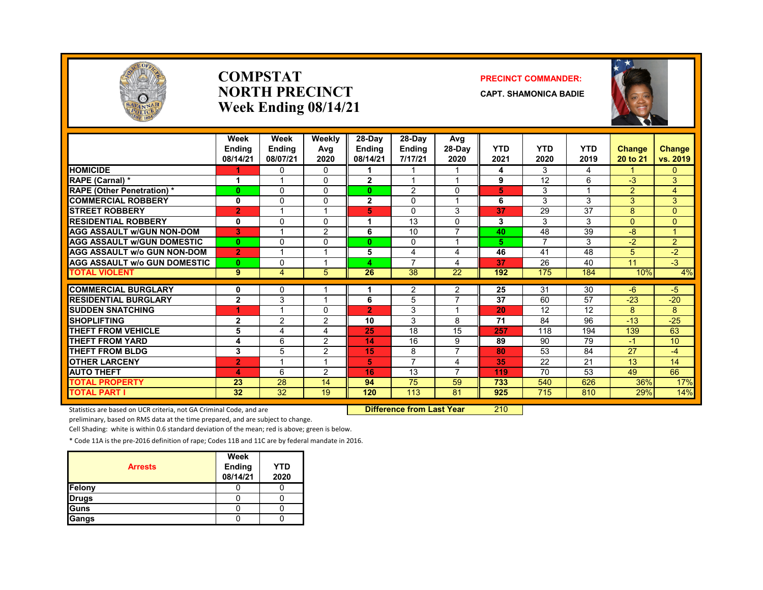# COMPSTAT
# NORTH PRECINCT
# Week Ending 08/14/21

**PRECINCT COMMANDER:**

**CAPT. SHAMONICA BADIE**

| | Week Ending 08/14/21 | Week Ending 08/07/21 | Weekly Avg 2020 | 28-Day Ending 08/14/21 | 28-Day Ending 7/17/21 | Avg 28-Day 2020 | YTD 2021 | YTD 2020 | YTD 2019 | Change 20 to 21 | Change vs. 2019 |
|---|---|---|---|---|---|---|---|---|---|---|---|
| HOMICIDE | 1 | 0 | 0 | 1 | 1 | 1 | 4 | 3 | 4 | 1 | 0 |
| RAPE (Carnal) * | 1 | 1 | 0 | 2 | 1 | 1 | 9 | 12 | 6 | -3 | 3 |
| RAPE (Other Penetration) * | 0 | 0 | 0 | 0 | 2 | 0 | 5 | 3 | 1 | 2 | 4 |
| COMMERCIAL ROBBERY | 0 | 0 | 0 | 2 | 0 | 1 | 6 | 3 | 3 | 3 | 3 |
| STREET ROBBERY | 2 | 1 | 1 | 5 | 0 | 3 | 37 | 29 | 37 | 8 | 0 |
| RESIDENTIAL ROBBERY | 0 | 0 | 0 | 1 | 13 | 0 | 3 | 3 | 3 | 0 | 0 |
| AGG ASSAULT w/GUN NON-DOM | 3 | 1 | 2 | 6 | 10 | 7 | 40 | 48 | 39 | -8 | 1 |
| AGG ASSAULT w/GUN DOMESTIC | 0 | 0 | 0 | 0 | 0 | 1 | 5 | 7 | 3 | -2 | 2 |
| AGG ASSAULT w/o GUN NON-DOM | 2 | 1 | 1 | 5 | 4 | 4 | 46 | 41 | 48 | 5 | -2 |
| AGG ASSAULT w/o GUN DOMESTIC | 0 | 0 | 1 | 4 | 7 | 4 | 37 | 26 | 40 | 11 | -3 |
| TOTAL VIOLENT | 9 | 4 | 5 | 26 | 38 | 22 | 192 | 175 | 184 | 10% | 4% |
| COMMERCIAL BURGLARY | 0 | 0 | 1 | 1 | 2 | 2 | 25 | 31 | 30 | -6 | -5 |
| RESIDENTIAL BURGLARY | 2 | 3 | 1 | 6 | 5 | 7 | 37 | 60 | 57 | -23 | -20 |
| SUDDEN SNATCHING | 1 | 1 | 0 | 2 | 3 | 1 | 20 | 12 | 12 | 8 | 8 |
| SHOPLIFTING | 2 | 2 | 2 | 10 | 3 | 8 | 71 | 84 | 96 | -13 | -25 |
| THEFT FROM VEHICLE | 5 | 4 | 4 | 25 | 18 | 15 | 257 | 118 | 194 | 139 | 63 |
| THEFT FROM YARD | 4 | 6 | 2 | 14 | 16 | 9 | 89 | 90 | 79 | -1 | 10 |
| THEFT FROM BLDG | 3 | 5 | 2 | 15 | 8 | 7 | 80 | 53 | 84 | 27 | -4 |
| OTHER LARCENY | 2 | 1 | 1 | 5 | 7 | 4 | 35 | 22 | 21 | 13 | 14 |
| AUTO THEFT | 4 | 6 | 2 | 16 | 13 | 7 | 119 | 70 | 53 | 49 | 66 |
| TOTAL PROPERTY | 23 | 28 | 14 | 94 | 75 | 59 | 733 | 540 | 626 | 36% | 17% |
| TOTAL PART I | 32 | 32 | 19 | 120 | 113 | 81 | 925 | 715 | 810 | 29% | 14% |

**Difference from Last Year** 210

Statistics are based on UCR criteria, not GA Criminal Code, and are preliminary, based on RMS data at the time prepared, and are subject to change.

Cell Shading: white is within 0.6 standard deviation of the mean; red is above; green is below.

* Code 11A is the pre-2016 definition of rape; Codes 11B and 11C are by federal mandate in 2016.

| Arrests | Week Ending 08/14/21 | YTD 2020 |
|---|---|---|
| Felony | 0 | 0 |
| Drugs | 0 | 0 |
| Guns | 0 | 0 |
| Gangs | 0 | 0 |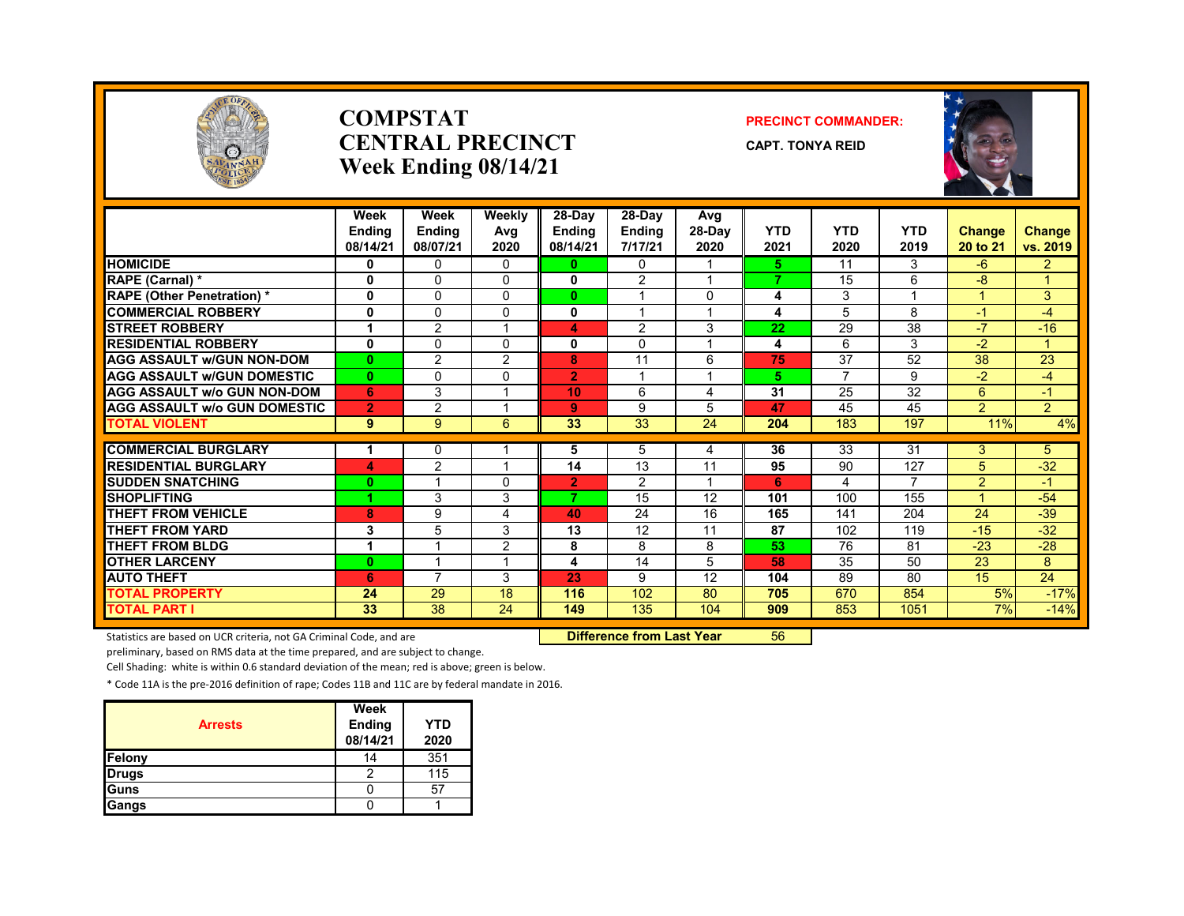# COMPSTAT
# CENTRAL PRECINCT
# Week Ending 08/14/21

**PRECINCT COMMANDER:**

**CAPT. TONYA REID**

| | Week Ending 08/14/21 | Week Ending 08/07/21 | Weekly Avg 2020 | 28-Day Ending 08/14/21 | 28-Day Ending 7/17/21 | Avg 28-Day 2020 | YTD 2021 | YTD 2020 | YTD 2019 | Change 20 to 21 | Change vs. 2019 |
|---|---|---|---|---|---|---|---|---|---|---|---|
| HOMICIDE | 0 | 0 | 0 | 0 | 0 | 1 | 5 | 11 | 3 | -6 | 2 |
| RAPE (Carnal) * | 0 | 0 | 0 | 0 | 2 | 1 | 7 | 15 | 6 | -8 | 1 |
| RAPE (Other Penetration) * | 0 | 0 | 0 | 0 | 1 | 0 | 4 | 3 | 1 | 1 | 3 |
| COMMERCIAL ROBBERY | 0 | 0 | 0 | 0 | 1 | 1 | 4 | 5 | 8 | -1 | -4 |
| STREET ROBBERY | 1 | 2 | 1 | 4 | 2 | 3 | 22 | 29 | 38 | -7 | -16 |
| RESIDENTIAL ROBBERY | 0 | 0 | 0 | 0 | 0 | 1 | 4 | 6 | 3 | -2 | 1 |
| AGG ASSAULT w/GUN NON-DOM | 0 | 2 | 2 | 8 | 11 | 6 | 75 | 37 | 52 | 38 | 23 |
| AGG ASSAULT w/GUN DOMESTIC | 0 | 0 | 0 | 2 | 1 | 1 | 5 | 7 | 9 | -2 | -4 |
| AGG ASSAULT w/o GUN NON-DOM | 6 | 3 | 1 | 10 | 6 | 4 | 31 | 25 | 32 | 6 | -1 |
| AGG ASSAULT w/o GUN DOMESTIC | 2 | 2 | 1 | 9 | 9 | 5 | 47 | 45 | 45 | 2 | 2 |
| TOTAL VIOLENT | 9 | 9 | 6 | 33 | 33 | 24 | 204 | 183 | 197 | 11% | 4% |
| COMMERCIAL BURGLARY | 1 | 0 | 1 | 5 | 5 | 4 | 36 | 33 | 31 | 3 | 5 |
| RESIDENTIAL BURGLARY | 4 | 2 | 1 | 14 | 13 | 11 | 95 | 90 | 127 | 5 | -32 |
| SUDDEN SNATCHING | 0 | 1 | 0 | 2 | 2 | 1 | 6 | 4 | 7 | 2 | -1 |
| SHOPLIFTING | 1 | 3 | 3 | 7 | 15 | 12 | 101 | 100 | 155 | 1 | -54 |
| THEFT FROM VEHICLE | 8 | 9 | 4 | 40 | 24 | 16 | 165 | 141 | 204 | 24 | -39 |
| THEFT FROM YARD | 3 | 5 | 3 | 13 | 12 | 11 | 87 | 102 | 119 | -15 | -32 |
| THEFT FROM BLDG | 1 | 1 | 2 | 8 | 8 | 8 | 53 | 76 | 81 | -23 | -28 |
| OTHER LARCENY | 0 | 1 | 1 | 4 | 14 | 5 | 58 | 35 | 50 | 23 | 8 |
| AUTO THEFT | 6 | 7 | 3 | 23 | 9 | 12 | 104 | 89 | 80 | 15 | 24 |
| TOTAL PROPERTY | 24 | 29 | 18 | 116 | 102 | 80 | 705 | 670 | 854 | 5% | -17% |
| TOTAL PART I | 33 | 38 | 24 | 149 | 135 | 104 | 909 | 853 | 1051 | 7% | -14% |

**Difference from Last Year** 56

Statistics are based on UCR criteria, not GA Criminal Code, and are preliminary, based on RMS data at the time prepared, and are subject to change.

Cell Shading: white is within 0.6 standard deviation of the mean; red is above; green is below.

* Code 11A is the pre-2016 definition of rape; Codes 11B and 11C are by federal mandate in 2016.

| Arrests | Week Ending 08/14/21 | YTD 2020 |
|---|---|---|
| Felony | 14 | 351 |
| Drugs | 2 | 115 |
| Guns | 0 | 57 |
| Gangs | 0 | 1 |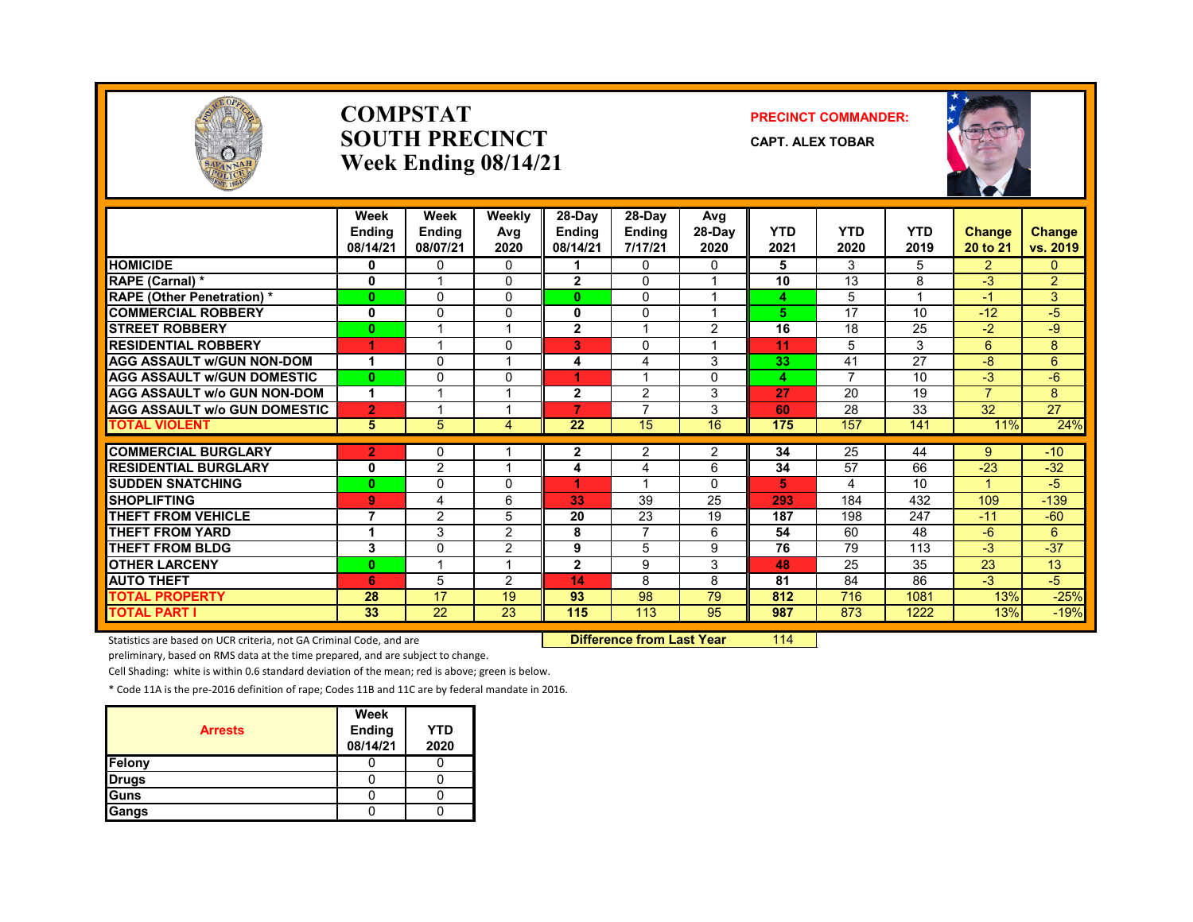# COMPSTAT
# SOUTH PRECINCT
# Week Ending 08/14/21

**PRECINCT COMMANDER:**

**CAPT. ALEX TOBAR**

| | Week Ending 08/14/21 | Week Ending 08/07/21 | Weekly Avg 2020 | 28-Day Ending 08/14/21 | 28-Day Ending 7/17/21 | Avg 28-Day 2020 | YTD 2021 | YTD 2020 | YTD 2019 | Change 20 to 21 | Change vs. 2019 |
|---|---|---|---|---|---|---|---|---|---|---|---|
| HOMICIDE | 0 | 0 | 0 | 1 | 0 | 0 | 5 | 3 | 5 | 2 | 0 |
| RAPE (Carnal) * | 0 | 1 | 0 | 2 | 0 | 1 | 10 | 13 | 8 | -3 | 2 |
| RAPE (Other Penetration) * | 0 | 0 | 0 | 0 | 0 | 1 | 4 | 5 | 1 | -1 | 3 |
| COMMERCIAL ROBBERY | 0 | 0 | 0 | 0 | 0 | 1 | 5 | 17 | 10 | -12 | -5 |
| STREET ROBBERY | 0 | 1 | 1 | 2 | 1 | 2 | 16 | 18 | 25 | -2 | -9 |
| RESIDENTIAL ROBBERY | 1 | 1 | 0 | 3 | 0 | 1 | 11 | 5 | 3 | 6 | 8 |
| AGG ASSAULT w/GUN NON-DOM | 1 | 0 | 1 | 4 | 4 | 3 | 33 | 41 | 27 | -8 | 6 |
| AGG ASSAULT w/GUN DOMESTIC | 0 | 0 | 0 | 1 | 1 | 0 | 4 | 7 | 10 | -3 | -6 |
| AGG ASSAULT w/o GUN NON-DOM | 1 | 1 | 1 | 2 | 2 | 3 | 27 | 20 | 19 | 7 | 8 |
| AGG ASSAULT w/o GUN DOMESTIC | 2 | 1 | 1 | 7 | 7 | 3 | 60 | 28 | 33 | 32 | 27 |
| TOTAL VIOLENT | 5 | 5 | 4 | 22 | 15 | 16 | 175 | 157 | 141 | 11% | 24% |
| COMMERCIAL BURGLARY | 2 | 0 | 1 | 2 | 2 | 2 | 34 | 25 | 44 | 9 | -10 |
| RESIDENTIAL BURGLARY | 0 | 2 | 1 | 4 | 4 | 6 | 34 | 57 | 66 | -23 | -32 |
| SUDDEN SNATCHING | 0 | 0 | 0 | 1 | 1 | 0 | 5 | 4 | 10 | 1 | -5 |
| SHOPLIFTING | 9 | 4 | 6 | 33 | 39 | 25 | 293 | 184 | 432 | 109 | -139 |
| THEFT FROM VEHICLE | 7 | 2 | 5 | 20 | 23 | 19 | 187 | 198 | 247 | -11 | -60 |
| THEFT FROM YARD | 1 | 3 | 2 | 8 | 7 | 6 | 54 | 60 | 48 | -6 | 6 |
| THEFT FROM BLDG | 3 | 0 | 2 | 9 | 5 | 9 | 76 | 79 | 113 | -3 | -37 |
| OTHER LARCENY | 0 | 1 | 1 | 2 | 9 | 3 | 48 | 25 | 35 | 23 | 13 |
| AUTO THEFT | 6 | 5 | 2 | 14 | 8 | 8 | 81 | 84 | 86 | -3 | -5 |
| TOTAL PROPERTY | 28 | 17 | 19 | 93 | 98 | 79 | 812 | 716 | 1081 | 13% | -25% |
| TOTAL PART I | 33 | 22 | 23 | 115 | 113 | 95 | 987 | 873 | 1222 | 13% | -19% |

**Difference from Last Year** 114

Statistics are based on UCR criteria, not GA Criminal Code, and are preliminary, based on RMS data at the time prepared, and are subject to change.

Cell Shading: white is within 0.6 standard deviation of the mean; red is above; green is below.

* Code 11A is the pre-2016 definition of rape; Codes 11B and 11C are by federal mandate in 2016.

| Arrests | Week Ending 08/14/21 | YTD 2020 |
|---|---|---|
| Felony | 0 | 0 |
| Drugs | 0 | 0 |
| Guns | 0 | 0 |
| Gangs | 0 | 0 |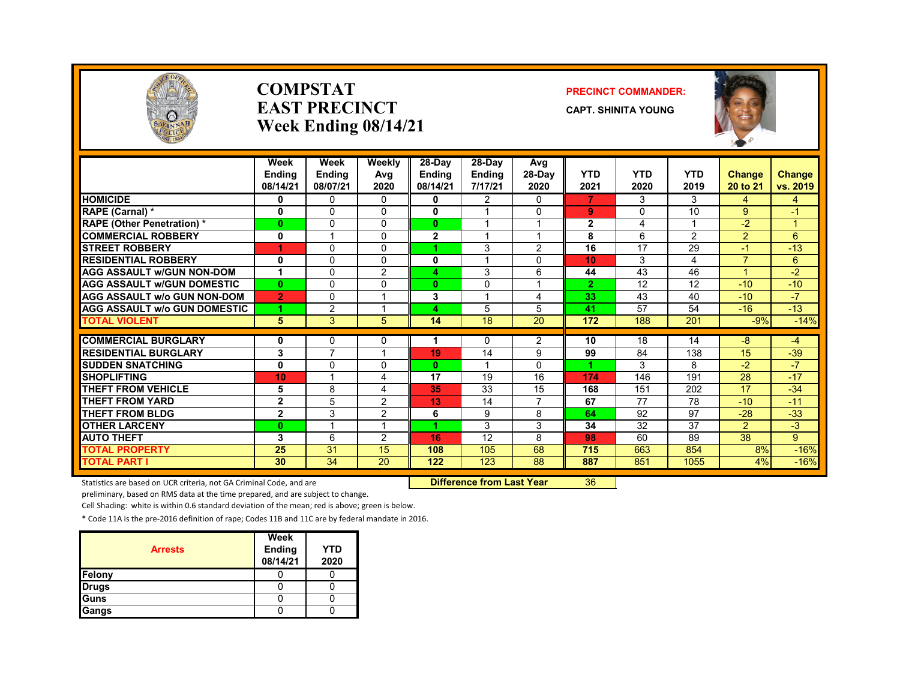# COMPSTAT
# EAST PRECINCT
# Week Ending 08/14/21

**PRECINCT COMMANDER:**

**CAPT. SHINITA YOUNG**

| | Week Ending 08/14/21 | Week Ending 08/07/21 | Weekly Avg 2020 | 28-Day Ending 08/14/21 | 28-Day Ending 7/17/21 | Avg 28-Day 2020 | YTD 2021 | YTD 2020 | YTD 2019 | Change 20 to 21 | Change vs. 2019 |
|---|---|---|---|---|---|---|---|---|---|---|---|
| HOMICIDE | 0 | 0 | 0 | 0 | 2 | 0 | 7 | 3 | 3 | 4 | 4 |
| RAPE (Carnal) * | 0 | 0 | 0 | 0 | 1 | 0 | 9 | 0 | 10 | 9 | -1 |
| RAPE (Other Penetration) * | 0 | 0 | 0 | 0 | 1 | 1 | 2 | 4 | 1 | -2 | 1 |
| COMMERCIAL ROBBERY | 0 | 1 | 0 | 2 | 1 | 1 | 8 | 6 | 2 | 2 | 6 |
| STREET ROBBERY | 1 | 0 | 0 | 1 | 3 | 2 | 16 | 17 | 29 | -1 | -13 |
| RESIDENTIAL ROBBERY | 0 | 0 | 0 | 0 | 1 | 0 | 10 | 3 | 4 | 7 | 6 |
| AGG ASSAULT w/GUN NON-DOM | 1 | 0 | 2 | 4 | 3 | 6 | 44 | 43 | 46 | 1 | -2 |
| AGG ASSAULT w/GUN DOMESTIC | 0 | 0 | 0 | 0 | 0 | 1 | 2 | 12 | 12 | -10 | -10 |
| AGG ASSAULT w/o GUN NON-DOM | 2 | 0 | 1 | 3 | 1 | 4 | 33 | 43 | 40 | -10 | -7 |
| AGG ASSAULT w/o GUN DOMESTIC | 1 | 2 | 1 | 4 | 5 | 5 | 41 | 57 | 54 | -16 | -13 |
| TOTAL VIOLENT | 5 | 3 | 5 | 14 | 18 | 20 | 172 | 188 | 201 | -9% | -14% |
| COMMERCIAL BURGLARY | 0 | 0 | 0 | 1 | 0 | 2 | 10 | 18 | 14 | -8 | -4 |
| RESIDENTIAL BURGLARY | 3 | 7 | 1 | 19 | 14 | 9 | 99 | 84 | 138 | 15 | -39 |
| SUDDEN SNATCHING | 0 | 0 | 0 | 0 | 1 | 0 | 1 | 3 | 8 | -2 | -7 |
| SHOPLIFTING | 10 | 1 | 4 | 17 | 19 | 16 | 174 | 146 | 191 | 28 | -17 |
| THEFT FROM VEHICLE | 5 | 8 | 4 | 35 | 33 | 15 | 168 | 151 | 202 | 17 | -34 |
| THEFT FROM YARD | 2 | 5 | 2 | 13 | 14 | 7 | 67 | 77 | 78 | -10 | -11 |
| THEFT FROM BLDG | 2 | 3 | 2 | 6 | 9 | 8 | 64 | 92 | 97 | -28 | -33 |
| OTHER LARCENY | 0 | 1 | 1 | 1 | 3 | 3 | 34 | 32 | 37 | 2 | -3 |
| AUTO THEFT | 3 | 6 | 2 | 16 | 12 | 8 | 98 | 60 | 89 | 38 | 9 |
| TOTAL PROPERTY | 25 | 31 | 15 | 108 | 105 | 68 | 715 | 663 | 854 | 8% | -16% |
| TOTAL PART I | 30 | 34 | 20 | 122 | 123 | 88 | 887 | 851 | 1055 | 4% | -16% |

**Difference from Last Year** 36

Statistics are based on UCR criteria, not GA Criminal Code, and are preliminary, based on RMS data at the time prepared, and are subject to change.

Cell Shading: white is within 0.6 standard deviation of the mean; red is above; green is below.

* Code 11A is the pre-2016 definition of rape; Codes 11B and 11C are by federal mandate in 2016.

| Arrests | Week Ending 08/14/21 | YTD 2020 |
|---|---|---|
| Felony | 0 | 0 |
| Drugs | 0 | 0 |
| Guns | 0 | 0 |
| Gangs | 0 | 0 |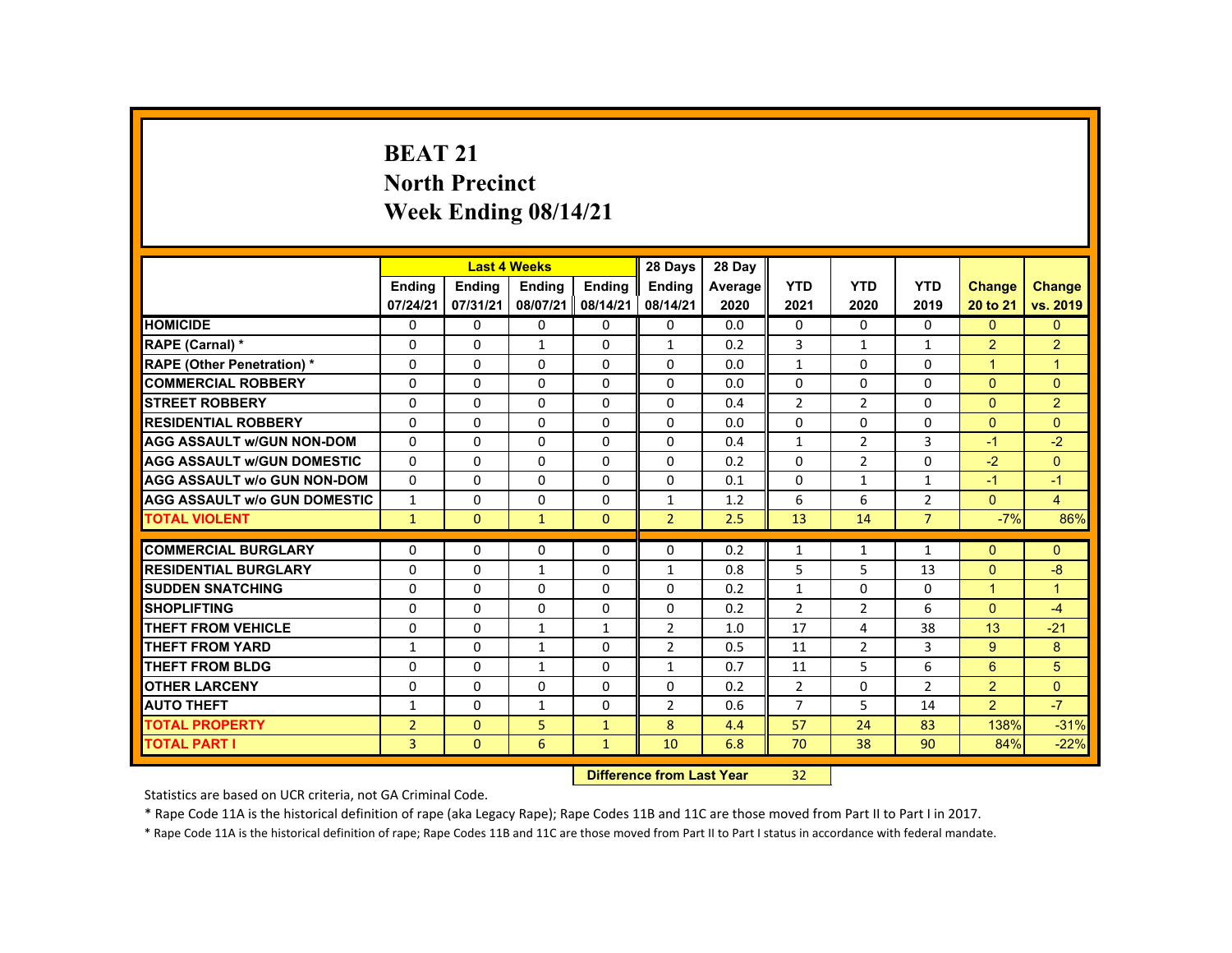# BEAT 21
## North Precinct
## Week Ending 08/14/21

| | Last 4 Weeks | | | | 28 Days | 28 Day | | | | | |
|---|---|---|---|---|---|---|---|---|---|---|---|
| | Ending 07/24/21 | Ending 07/31/21 | Ending 08/07/21 | Ending 08/14/21 | Ending 08/14/21 | Average 2020 | YTD 2021 | YTD 2020 | YTD 2019 | Change 20 to 21 | Change vs. 2019 |
| HOMICIDE | 0 | 0 | 0 | 0 | 0 | 0.0 | 0 | 0 | 0 | 0 | 0 |
| RAPE (Carnal) * | 0 | 0 | 1 | 0 | 1 | 0.2 | 3 | 1 | 1 | 2 | 2 |
| RAPE (Other Penetration) * | 0 | 0 | 0 | 0 | 0 | 0.0 | 1 | 0 | 0 | 1 | 1 |
| COMMERCIAL ROBBERY | 0 | 0 | 0 | 0 | 0 | 0.0 | 0 | 0 | 0 | 0 | 0 |
| STREET ROBBERY | 0 | 0 | 0 | 0 | 0 | 0.4 | 2 | 2 | 0 | 0 | 2 |
| RESIDENTIAL ROBBERY | 0 | 0 | 0 | 0 | 0 | 0.0 | 0 | 0 | 0 | 0 | 0 |
| AGG ASSAULT w/GUN NON-DOM | 0 | 0 | 0 | 0 | 0 | 0.4 | 1 | 2 | 3 | -1 | -2 |
| AGG ASSAULT w/GUN DOMESTIC | 0 | 0 | 0 | 0 | 0 | 0.2 | 0 | 2 | 0 | -2 | 0 |
| AGG ASSAULT w/o GUN NON-DOM | 0 | 0 | 0 | 0 | 0 | 0.1 | 0 | 1 | 1 | -1 | -1 |
| AGG ASSAULT w/o GUN DOMESTIC | 1 | 0 | 0 | 0 | 1 | 1.2 | 6 | 6 | 2 | 0 | 4 |
| TOTAL VIOLENT | 1 | 0 | 1 | 0 | 2 | 2.5 | 13 | 14 | 7 | -7% | 86% |
| COMMERCIAL BURGLARY | 0 | 0 | 0 | 0 | 0 | 0.2 | 1 | 1 | 1 | 0 | 0 |
| RESIDENTIAL BURGLARY | 0 | 0 | 1 | 0 | 1 | 0.8 | 5 | 5 | 13 | 0 | -8 |
| SUDDEN SNATCHING | 0 | 0 | 0 | 0 | 0 | 0.2 | 1 | 0 | 0 | 1 | 1 |
| SHOPLIFTING | 0 | 0 | 0 | 0 | 0 | 0.2 | 2 | 2 | 6 | 0 | -4 |
| THEFT FROM VEHICLE | 0 | 0 | 1 | 1 | 2 | 1.0 | 17 | 4 | 38 | 13 | -21 |
| THEFT FROM YARD | 1 | 0 | 1 | 0 | 2 | 0.5 | 11 | 2 | 3 | 9 | 8 |
| THEFT FROM BLDG | 0 | 0 | 1 | 0 | 1 | 0.7 | 11 | 5 | 6 | 6 | 5 |
| OTHER LARCENY | 0 | 0 | 0 | 0 | 0 | 0.2 | 2 | 0 | 2 | 2 | 0 |
| AUTO THEFT | 1 | 0 | 1 | 0 | 2 | 0.6 | 7 | 5 | 14 | 2 | -7 |
| TOTAL PROPERTY | 2 | 0 | 5 | 1 | 8 | 4.4 | 57 | 24 | 83 | 138% | -31% |
| TOTAL PART I | 3 | 0 | 6 | 1 | 10 | 6.8 | 70 | 38 | 90 | 84% | -22% |

**Difference from Last Year** 32

Statistics are based on UCR criteria, not GA Criminal Code.

* Rape Code 11A is the historical definition of rape (aka Legacy Rape); Rape Codes 11B and 11C are those moved from Part II to Part I in 2017.

* Rape Code 11A is the historical definition of rape; Rape Codes 11B and 11C are those moved from Part II to Part I status in accordance with federal mandate.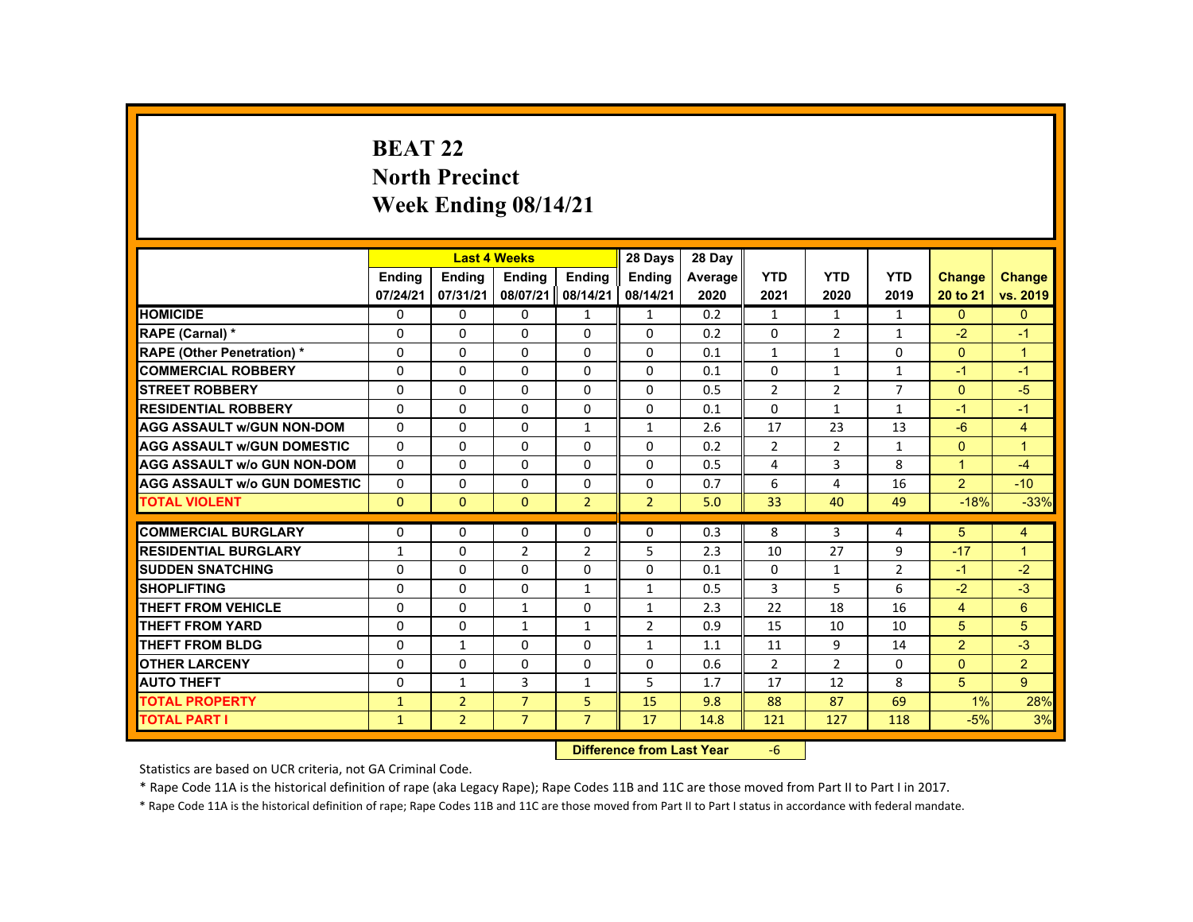# BEAT 22
## North Precinct
## Week Ending 08/14/21

| | Last 4 Weeks | | | | 28 Days | 28 Day | | | | | |
|---|---|---|---|---|---|---|---|---|---|---|---|
| | Ending 07/24/21 | Ending 07/31/21 | Ending 08/07/21 | Ending 08/14/21 | Ending 08/14/21 | Average 2020 | YTD 2021 | YTD 2020 | YTD 2019 | Change 20 to 21 | Change vs. 2019 |
| HOMICIDE | 0 | 0 | 0 | 1 | 1 | 0.2 | 1 | 1 | 1 | 0 | 0 |
| RAPE (Carnal) * | 0 | 0 | 0 | 0 | 0 | 0.2 | 0 | 2 | 1 | -2 | -1 |
| RAPE (Other Penetration) * | 0 | 0 | 0 | 0 | 0 | 0.1 | 1 | 1 | 0 | 0 | 1 |
| COMMERCIAL ROBBERY | 0 | 0 | 0 | 0 | 0 | 0.1 | 0 | 1 | 1 | -1 | -1 |
| STREET ROBBERY | 0 | 0 | 0 | 0 | 0 | 0.5 | 2 | 2 | 7 | 0 | -5 |
| RESIDENTIAL ROBBERY | 0 | 0 | 0 | 0 | 0 | 0.1 | 0 | 1 | 1 | -1 | -1 |
| AGG ASSAULT w/GUN NON-DOM | 0 | 0 | 0 | 1 | 1 | 2.6 | 17 | 23 | 13 | -6 | 4 |
| AGG ASSAULT w/GUN DOMESTIC | 0 | 0 | 0 | 0 | 0 | 0.2 | 2 | 2 | 1 | 0 | 1 |
| AGG ASSAULT w/o GUN NON-DOM | 0 | 0 | 0 | 0 | 0 | 0.5 | 4 | 3 | 8 | 1 | -4 |
| AGG ASSAULT w/o GUN DOMESTIC | 0 | 0 | 0 | 0 | 0 | 0.7 | 6 | 4 | 16 | 2 | -10 |
| TOTAL VIOLENT | 0 | 0 | 0 | 2 | 2 | 5.0 | 33 | 40 | 49 | -18% | -33% |
| COMMERCIAL BURGLARY | 0 | 0 | 0 | 0 | 0 | 0.3 | 8 | 3 | 4 | 5 | 4 |
| RESIDENTIAL BURGLARY | 1 | 0 | 2 | 2 | 5 | 2.3 | 10 | 27 | 9 | -17 | 1 |
| SUDDEN SNATCHING | 0 | 0 | 0 | 0 | 0 | 0.1 | 0 | 1 | 2 | -1 | -2 |
| SHOPLIFTING | 0 | 0 | 0 | 1 | 1 | 0.5 | 3 | 5 | 6 | -2 | -3 |
| THEFT FROM VEHICLE | 0 | 0 | 1 | 0 | 1 | 2.3 | 22 | 18 | 16 | 4 | 6 |
| THEFT FROM YARD | 0 | 0 | 1 | 1 | 2 | 0.9 | 15 | 10 | 10 | 5 | 5 |
| THEFT FROM BLDG | 0 | 1 | 0 | 0 | 1 | 1.1 | 11 | 9 | 14 | 2 | -3 |
| OTHER LARCENY | 0 | 0 | 0 | 0 | 0 | 0.6 | 2 | 2 | 0 | 0 | 2 |
| AUTO THEFT | 0 | 1 | 3 | 1 | 5 | 1.7 | 17 | 12 | 8 | 5 | 9 |
| TOTAL PROPERTY | 1 | 2 | 7 | 5 | 15 | 9.8 | 88 | 87 | 69 | 1% | 28% |
| TOTAL PART I | 1 | 2 | 7 | 7 | 17 | 14.8 | 121 | 127 | 118 | -5% | 3% |

**Difference from Last Year** -6

Statistics are based on UCR criteria, not GA Criminal Code.

* Rape Code 11A is the historical definition of rape (aka Legacy Rape); Rape Codes 11B and 11C are those moved from Part II to Part I in 2017.

* Rape Code 11A is the historical definition of rape; Rape Codes 11B and 11C are those moved from Part II to Part I status in accordance with federal mandate.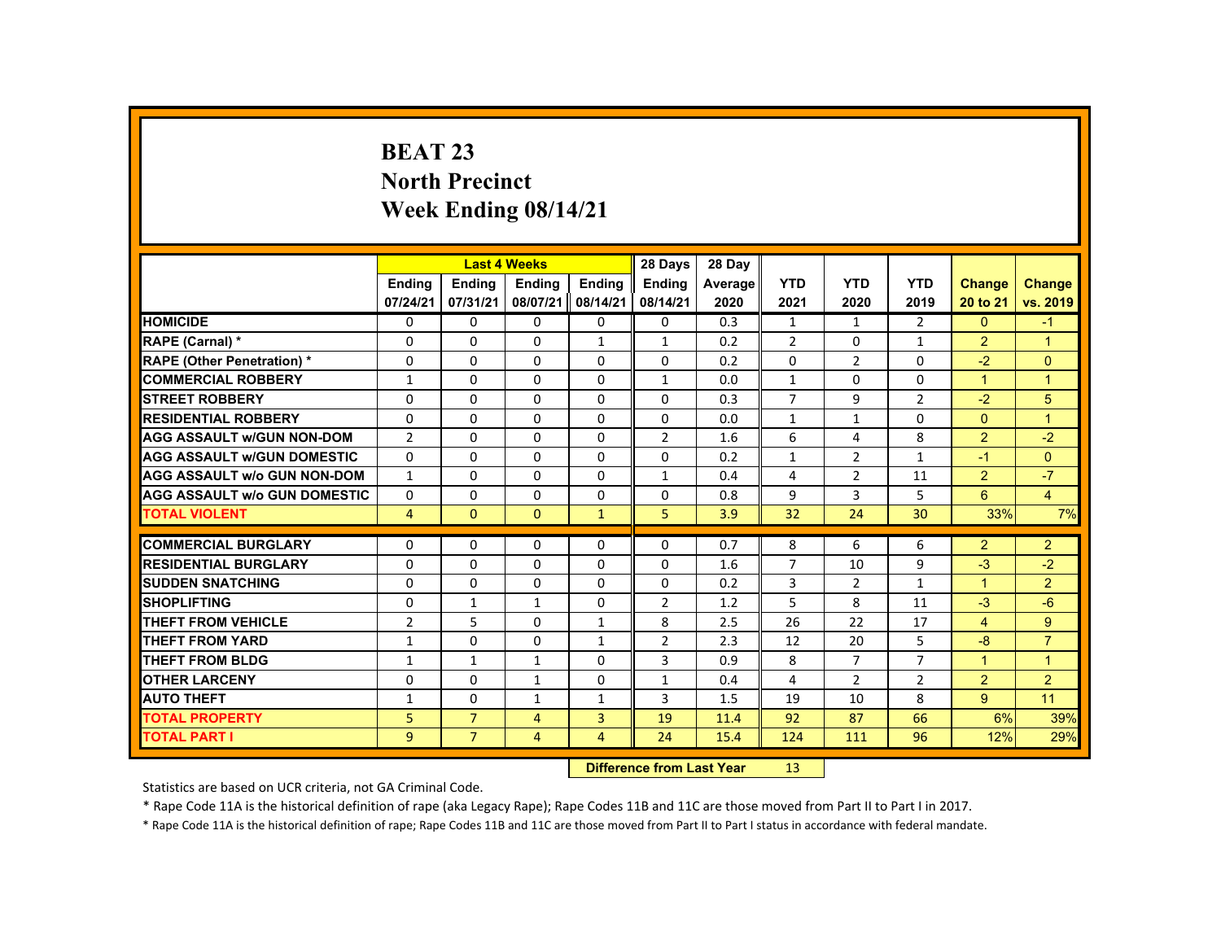# BEAT 23
## North Precinct
## Week Ending 08/14/21

| | Last 4 Weeks | | | | 28 Days | 28 Day | | | | | |
|---|---|---|---|---|---|---|---|---|---|---|---|
| | Ending 07/24/21 | Ending 07/31/21 | Ending 08/07/21 | Ending 08/14/21 | Ending 08/14/21 | Average 2020 | YTD 2021 | YTD 2020 | YTD 2019 | Change 20 to 21 | Change vs. 2019 |
| **HOMICIDE** | 0 | 0 | 0 | 0 | 0 | 0.3 | 1 | 1 | 2 | 0 | -1 |
| **RAPE (Carnal) *** | 0 | 0 | 0 | 1 | 1 | 0.2 | 2 | 0 | 1 | 2 | 1 |
| **RAPE (Other Penetration) *** | 0 | 0 | 0 | 0 | 0 | 0.2 | 0 | 2 | 0 | -2 | 0 |
| **COMMERCIAL ROBBERY** | 1 | 0 | 0 | 0 | 1 | 0.0 | 1 | 0 | 0 | 1 | 1 |
| **STREET ROBBERY** | 0 | 0 | 0 | 0 | 0 | 0.3 | 7 | 9 | 2 | -2 | 5 |
| **RESIDENTIAL ROBBERY** | 0 | 0 | 0 | 0 | 0 | 0.0 | 1 | 1 | 0 | 0 | 1 |
| **AGG ASSAULT w/GUN NON-DOM** | 2 | 0 | 0 | 0 | 2 | 1.6 | 6 | 4 | 8 | 2 | -2 |
| **AGG ASSAULT w/GUN DOMESTIC** | 0 | 0 | 0 | 0 | 0 | 0.2 | 1 | 2 | 1 | -1 | 0 |
| **AGG ASSAULT w/o GUN NON-DOM** | 1 | 0 | 0 | 0 | 1 | 0.4 | 4 | 2 | 11 | 2 | -7 |
| **AGG ASSAULT w/o GUN DOMESTIC** | 0 | 0 | 0 | 0 | 0 | 0.8 | 9 | 3 | 5 | 6 | 4 |
| **TOTAL VIOLENT** | 4 | 0 | 0 | 1 | 5 | 3.9 | 32 | 24 | 30 | 33% | 7% |
| **COMMERCIAL BURGLARY** | 0 | 0 | 0 | 0 | 0 | 0.7 | 8 | 6 | 6 | 2 | 2 |
| **RESIDENTIAL BURGLARY** | 0 | 0 | 0 | 0 | 0 | 1.6 | 7 | 10 | 9 | -3 | -2 |
| **SUDDEN SNATCHING** | 0 | 0 | 0 | 0 | 0 | 0.2 | 3 | 2 | 1 | 1 | 2 |
| **SHOPLIFTING** | 0 | 1 | 1 | 0 | 2 | 1.2 | 5 | 8 | 11 | -3 | -6 |
| **THEFT FROM VEHICLE** | 2 | 5 | 0 | 1 | 8 | 2.5 | 26 | 22 | 17 | 4 | 9 |
| **THEFT FROM YARD** | 1 | 0 | 0 | 1 | 2 | 2.3 | 12 | 20 | 5 | -8 | 7 |
| **THEFT FROM BLDG** | 1 | 1 | 1 | 0 | 3 | 0.9 | 8 | 7 | 7 | 1 | 1 |
| **OTHER LARCENY** | 0 | 0 | 1 | 0 | 1 | 0.4 | 4 | 2 | 2 | 2 | 2 |
| **AUTO THEFT** | 1 | 0 | 1 | 1 | 3 | 1.5 | 19 | 10 | 8 | 9 | 11 |
| **TOTAL PROPERTY** | 5 | 7 | 4 | 3 | 19 | 11.4 | 92 | 87 | 66 | 6% | 39% |
| **TOTAL PART I** | 9 | 7 | 4 | 4 | 24 | 15.4 | 124 | 111 | 96 | 12% | 29% |

**Difference from Last Year** 13

Statistics are based on UCR criteria, not GA Criminal Code.

* Rape Code 11A is the historical definition of rape (aka Legacy Rape); Rape Codes 11B and 11C are those moved from Part II to Part I in 2017.

* Rape Code 11A is the historical definition of rape; Rape Codes 11B and 11C are those moved from Part II to Part I status in accordance with federal mandate.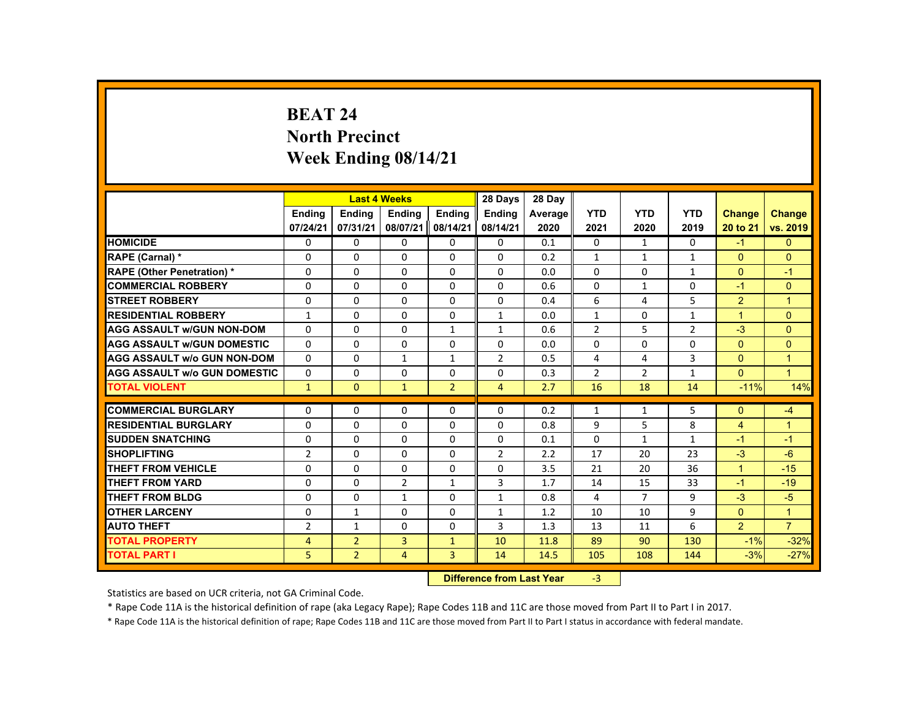# BEAT 24
## North Precinct
## Week Ending 08/14/21

| | Last 4 Weeks | | | | 28 Days | 28 Day | | | | | |
|---|---|---|---|---|---|---|---|---|---|---|---|
| | Ending 07/24/21 | Ending 07/31/21 | Ending 08/07/21 | Ending 08/14/21 | Ending 08/14/21 | Average 2020 | YTD 2021 | YTD 2020 | YTD 2019 | Change 20 to 21 | Change vs. 2019 |
| HOMICIDE | 0 | 0 | 0 | 0 | 0 | 0.1 | 0 | 1 | 0 | -1 | 0 |
| RAPE (Carnal) * | 0 | 0 | 0 | 0 | 0 | 0.2 | 1 | 1 | 1 | 0 | 0 |
| RAPE (Other Penetration) * | 0 | 0 | 0 | 0 | 0 | 0.0 | 0 | 0 | 1 | 0 | -1 |
| COMMERCIAL ROBBERY | 0 | 0 | 0 | 0 | 0 | 0.6 | 0 | 1 | 0 | -1 | 0 |
| STREET ROBBERY | 0 | 0 | 0 | 0 | 0 | 0.4 | 6 | 4 | 5 | 2 | 1 |
| RESIDENTIAL ROBBERY | 1 | 0 | 0 | 0 | 1 | 0.0 | 1 | 0 | 1 | 1 | 0 |
| AGG ASSAULT w/GUN NON-DOM | 0 | 0 | 0 | 1 | 1 | 0.6 | 2 | 5 | 2 | -3 | 0 |
| AGG ASSAULT w/GUN DOMESTIC | 0 | 0 | 0 | 0 | 0 | 0.0 | 0 | 0 | 0 | 0 | 0 |
| AGG ASSAULT w/o GUN NON-DOM | 0 | 0 | 1 | 1 | 2 | 0.5 | 4 | 4 | 3 | 0 | 1 |
| AGG ASSAULT w/o GUN DOMESTIC | 0 | 0 | 0 | 0 | 0 | 0.3 | 2 | 2 | 1 | 0 | 1 |
| TOTAL VIOLENT | 1 | 0 | 1 | 2 | 4 | 2.7 | 16 | 18 | 14 | -11% | 14% |
| COMMERCIAL BURGLARY | 0 | 0 | 0 | 0 | 0 | 0.2 | 1 | 1 | 5 | 0 | -4 |
| RESIDENTIAL BURGLARY | 0 | 0 | 0 | 0 | 0 | 0.8 | 9 | 5 | 8 | 4 | 1 |
| SUDDEN SNATCHING | 0 | 0 | 0 | 0 | 0 | 0.1 | 0 | 1 | 1 | -1 | -1 |
| SHOPLIFTING | 2 | 0 | 0 | 0 | 2 | 2.2 | 17 | 20 | 23 | -3 | -6 |
| THEFT FROM VEHICLE | 0 | 0 | 0 | 0 | 0 | 3.5 | 21 | 20 | 36 | 1 | -15 |
| THEFT FROM YARD | 0 | 0 | 2 | 1 | 3 | 1.7 | 14 | 15 | 33 | -1 | -19 |
| THEFT FROM BLDG | 0 | 0 | 1 | 0 | 1 | 0.8 | 4 | 7 | 9 | -3 | -5 |
| OTHER LARCENY | 0 | 1 | 0 | 0 | 1 | 1.2 | 10 | 10 | 9 | 0 | 1 |
| AUTO THEFT | 2 | 1 | 0 | 0 | 3 | 1.3 | 13 | 11 | 6 | 2 | 7 |
| TOTAL PROPERTY | 4 | 2 | 3 | 1 | 10 | 11.8 | 89 | 90 | 130 | -1% | -32% |
| TOTAL PART I | 5 | 2 | 4 | 3 | 14 | 14.5 | 105 | 108 | 144 | -3% | -27% |

**Difference from Last Year** -3

Statistics are based on UCR criteria, not GA Criminal Code.

* Rape Code 11A is the historical definition of rape (aka Legacy Rape); Rape Codes 11B and 11C are those moved from Part II to Part I in 2017.

* Rape Code 11A is the historical definition of rape; Rape Codes 11B and 11C are those moved from Part II to Part I status in accordance with federal mandate.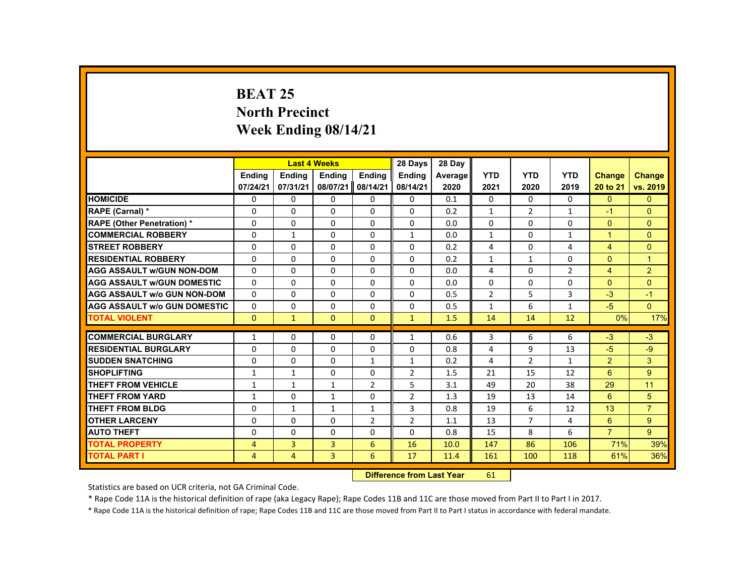# BEAT 25
## North Precinct
## Week Ending 08/14/21

| | Last 4 Weeks | | | | 28 Days | 28 Day | | | | | |
|---|---|---|---|---|---|---|---|---|---|---|---|
| | Ending 07/24/21 | Ending 07/31/21 | Ending 08/07/21 | Ending 08/14/21 | Ending 08/14/21 | Average 2020 | YTD 2021 | YTD 2020 | YTD 2019 | Change 20 to 21 | Change vs. 2019 |
| HOMICIDE | 0 | 0 | 0 | 0 | 0 | 0.1 | 0 | 0 | 0 | 0 | 0 |
| RAPE (Carnal) * | 0 | 0 | 0 | 0 | 0 | 0.2 | 1 | 2 | 1 | -1 | 0 |
| RAPE (Other Penetration) * | 0 | 0 | 0 | 0 | 0 | 0.0 | 0 | 0 | 0 | 0 | 0 |
| COMMERCIAL ROBBERY | 0 | 1 | 0 | 0 | 1 | 0.0 | 1 | 0 | 1 | 1 | 0 |
| STREET ROBBERY | 0 | 0 | 0 | 0 | 0 | 0.2 | 4 | 0 | 4 | 4 | 0 |
| RESIDENTIAL ROBBERY | 0 | 0 | 0 | 0 | 0 | 0.2 | 1 | 1 | 0 | 0 | 1 |
| AGG ASSAULT w/GUN NON-DOM | 0 | 0 | 0 | 0 | 0 | 0.0 | 4 | 0 | 2 | 4 | 2 |
| AGG ASSAULT w/GUN DOMESTIC | 0 | 0 | 0 | 0 | 0 | 0.0 | 0 | 0 | 0 | 0 | 0 |
| AGG ASSAULT w/o GUN NON-DOM | 0 | 0 | 0 | 0 | 0 | 0.5 | 2 | 5 | 3 | -3 | -1 |
| AGG ASSAULT w/o GUN DOMESTIC | 0 | 0 | 0 | 0 | 0 | 0.5 | 1 | 6 | 1 | -5 | 0 |
| TOTAL VIOLENT | 0 | 1 | 0 | 0 | 1 | 1.5 | 14 | 14 | 12 | 0% | 17% |
| COMMERCIAL BURGLARY | 1 | 0 | 0 | 0 | 1 | 0.6 | 3 | 6 | 6 | -3 | -3 |
| RESIDENTIAL BURGLARY | 0 | 0 | 0 | 0 | 0 | 0.8 | 4 | 9 | 13 | -5 | -9 |
| SUDDEN SNATCHING | 0 | 0 | 0 | 1 | 1 | 0.2 | 4 | 2 | 1 | 2 | 3 |
| SHOPLIFTING | 1 | 1 | 0 | 0 | 2 | 1.5 | 21 | 15 | 12 | 6 | 9 |
| THEFT FROM VEHICLE | 1 | 1 | 1 | 2 | 5 | 3.1 | 49 | 20 | 38 | 29 | 11 |
| THEFT FROM YARD | 1 | 0 | 1 | 0 | 2 | 1.3 | 19 | 13 | 14 | 6 | 5 |
| THEFT FROM BLDG | 0 | 1 | 1 | 1 | 3 | 0.8 | 19 | 6 | 12 | 13 | 7 |
| OTHER LARCENY | 0 | 0 | 0 | 2 | 2 | 1.1 | 13 | 7 | 4 | 6 | 9 |
| AUTO THEFT | 0 | 0 | 0 | 0 | 0 | 0.8 | 15 | 8 | 6 | 7 | 9 |
| TOTAL PROPERTY | 4 | 3 | 3 | 6 | 16 | 10.0 | 147 | 86 | 106 | 71% | 39% |
| TOTAL PART I | 4 | 4 | 3 | 6 | 17 | 11.4 | 161 | 100 | 118 | 61% | 36% |

**Difference from Last Year** 61

Statistics are based on UCR criteria, not GA Criminal Code.

* Rape Code 11A is the historical definition of rape (aka Legacy Rape); Rape Codes 11B and 11C are those moved from Part II to Part I in 2017.

* Rape Code 11A is the historical definition of rape; Rape Codes 11B and 11C are those moved from Part II to Part I status in accordance with federal mandate.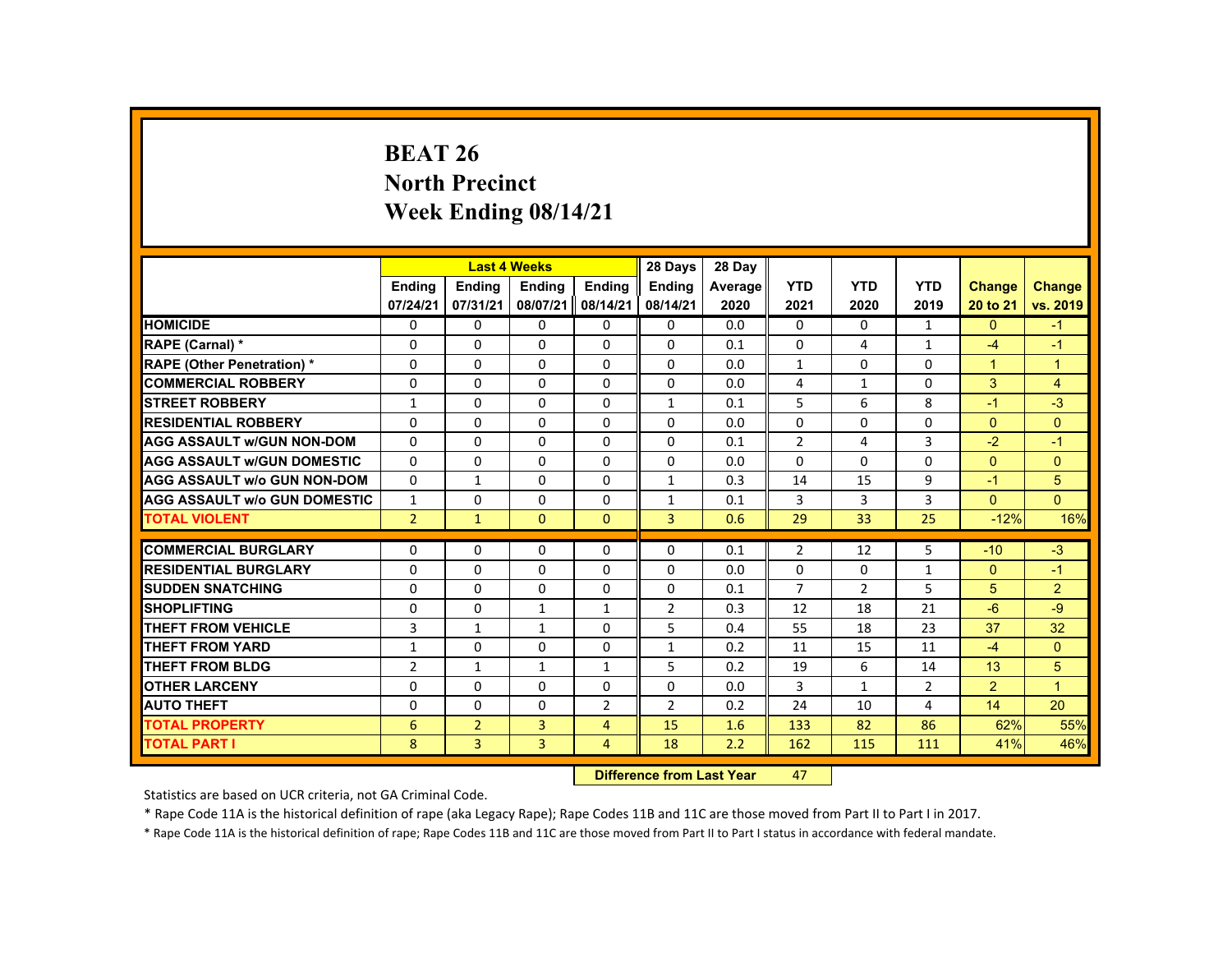# BEAT 26
## North Precinct
## Week Ending 08/14/21

| | Last 4 Weeks | | | | 28 Days | 28 Day | | | | | |
|---|---|---|---|---|---|---|---|---|---|---|---|
| | Ending 07/24/21 | Ending 07/31/21 | Ending 08/07/21 | Ending 08/14/21 | Ending 08/14/21 | Average 2020 | YTD 2021 | YTD 2020 | YTD 2019 | Change 20 to 21 | Change vs. 2019 |
| HOMICIDE | 0 | 0 | 0 | 0 | 0 | 0.0 | 0 | 0 | 1 | 0 | -1 |
| RAPE (Carnal) * | 0 | 0 | 0 | 0 | 0 | 0.1 | 0 | 4 | 1 | -4 | -1 |
| RAPE (Other Penetration) * | 0 | 0 | 0 | 0 | 0 | 0.0 | 1 | 0 | 0 | 1 | 1 |
| COMMERCIAL ROBBERY | 0 | 0 | 0 | 0 | 0 | 0.0 | 4 | 1 | 0 | 3 | 4 |
| STREET ROBBERY | 1 | 0 | 0 | 0 | 1 | 0.1 | 5 | 6 | 8 | -1 | -3 |
| RESIDENTIAL ROBBERY | 0 | 0 | 0 | 0 | 0 | 0.0 | 0 | 0 | 0 | 0 | 0 |
| AGG ASSAULT w/GUN NON-DOM | 0 | 0 | 0 | 0 | 0 | 0.1 | 2 | 4 | 3 | -2 | -1 |
| AGG ASSAULT w/GUN DOMESTIC | 0 | 0 | 0 | 0 | 0 | 0.0 | 0 | 0 | 0 | 0 | 0 |
| AGG ASSAULT w/o GUN NON-DOM | 0 | 1 | 0 | 0 | 1 | 0.3 | 14 | 15 | 9 | -1 | 5 |
| AGG ASSAULT w/o GUN DOMESTIC | 1 | 0 | 0 | 0 | 1 | 0.1 | 3 | 3 | 3 | 0 | 0 |
| TOTAL VIOLENT | 2 | 1 | 0 | 0 | 3 | 0.6 | 29 | 33 | 25 | -12% | 16% |
| COMMERCIAL BURGLARY | 0 | 0 | 0 | 0 | 0 | 0.1 | 2 | 12 | 5 | -10 | -3 |
| RESIDENTIAL BURGLARY | 0 | 0 | 0 | 0 | 0 | 0.0 | 0 | 0 | 1 | 0 | -1 |
| SUDDEN SNATCHING | 0 | 0 | 0 | 0 | 0 | 0.1 | 7 | 2 | 5 | 5 | 2 |
| SHOPLIFTING | 0 | 0 | 1 | 1 | 2 | 0.3 | 12 | 18 | 21 | -6 | -9 |
| THEFT FROM VEHICLE | 3 | 1 | 1 | 0 | 5 | 0.4 | 55 | 18 | 23 | 37 | 32 |
| THEFT FROM YARD | 1 | 0 | 0 | 0 | 1 | 0.2 | 11 | 15 | 11 | -4 | 0 |
| THEFT FROM BLDG | 2 | 1 | 1 | 1 | 5 | 0.2 | 19 | 6 | 14 | 13 | 5 |
| OTHER LARCENY | 0 | 0 | 0 | 0 | 0 | 0.0 | 3 | 1 | 2 | 2 | 1 |
| AUTO THEFT | 0 | 0 | 0 | 2 | 2 | 0.2 | 24 | 10 | 4 | 14 | 20 |
| TOTAL PROPERTY | 6 | 2 | 3 | 4 | 15 | 1.6 | 133 | 82 | 86 | 62% | 55% |
| TOTAL PART I | 8 | 3 | 3 | 4 | 18 | 2.2 | 162 | 115 | 111 | 41% | 46% |

**Difference from Last Year** 47

Statistics are based on UCR criteria, not GA Criminal Code.

* Rape Code 11A is the historical definition of rape (aka Legacy Rape); Rape Codes 11B and 11C are those moved from Part II to Part I in 2017.

* Rape Code 11A is the historical definition of rape; Rape Codes 11B and 11C are those moved from Part II to Part I status in accordance with federal mandate.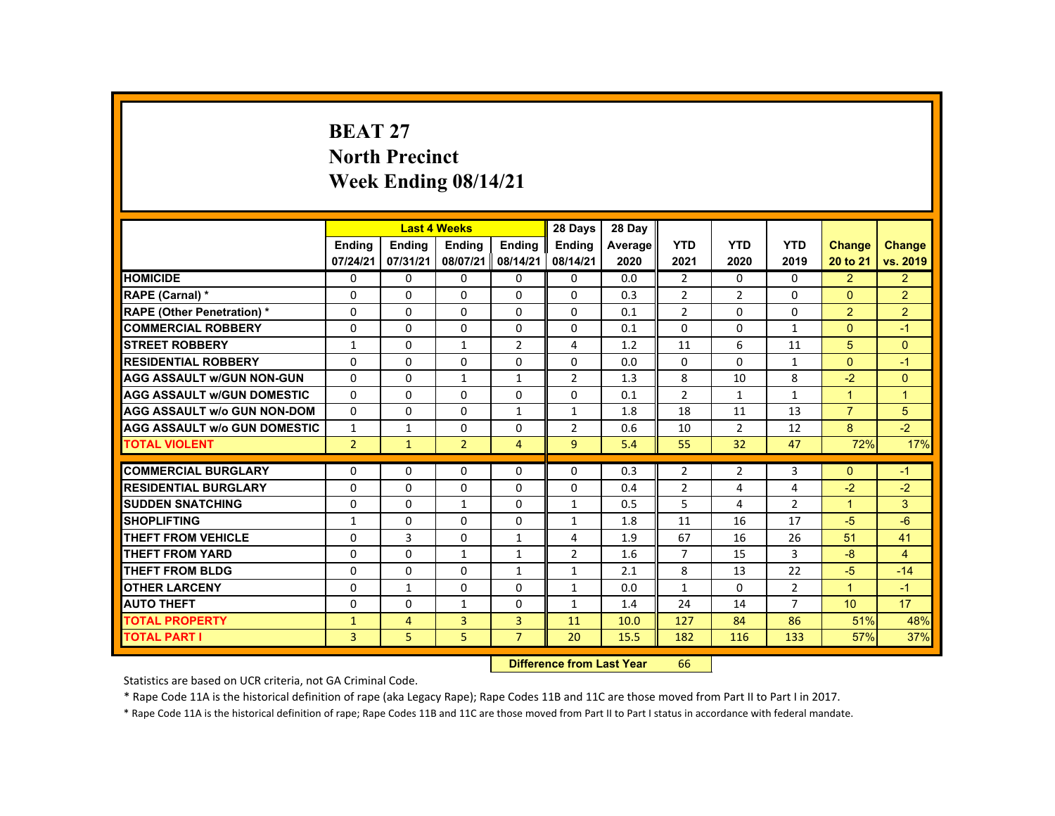# BEAT 27
## North Precinct
## Week Ending 08/14/21

| | Last 4 Weeks | | | | 28 Days | 28 Day | | | | | |
|---|---|---|---|---|---|---|---|---|---|---|---|
| | Ending 07/24/21 | Ending 07/31/21 | Ending 08/07/21 | Ending 08/14/21 | Ending 08/14/21 | Average 2020 | YTD 2021 | YTD 2020 | YTD 2019 | Change 20 to 21 | Change vs. 2019 |
| **HOMICIDE** | 0 | 0 | 0 | 0 | 0 | 0.0 | 2 | 0 | 0 | 2 | 2 |
| **RAPE (Carnal) *** | 0 | 0 | 0 | 0 | 0 | 0.3 | 2 | 2 | 0 | 0 | 2 |
| **RAPE (Other Penetration) *** | 0 | 0 | 0 | 0 | 0 | 0.1 | 2 | 0 | 0 | 2 | 2 |
| **COMMERCIAL ROBBERY** | 0 | 0 | 0 | 0 | 0 | 0.1 | 0 | 0 | 1 | 0 | -1 |
| **STREET ROBBERY** | 1 | 0 | 1 | 2 | 4 | 1.2 | 11 | 6 | 11 | 5 | 0 |
| **RESIDENTIAL ROBBERY** | 0 | 0 | 0 | 0 | 0 | 0.0 | 0 | 0 | 1 | 0 | -1 |
| **AGG ASSAULT w/GUN NON-GUN** | 0 | 0 | 1 | 1 | 2 | 1.3 | 8 | 10 | 8 | -2 | 0 |
| **AGG ASSAULT w/GUN DOMESTIC** | 0 | 0 | 0 | 0 | 0 | 0.1 | 2 | 1 | 1 | 1 | 1 |
| **AGG ASSAULT w/o GUN NON-DOM** | 0 | 0 | 0 | 1 | 1 | 1.8 | 18 | 11 | 13 | 7 | 5 |
| **AGG ASSAULT w/o GUN DOMESTIC** | 1 | 1 | 0 | 0 | 2 | 0.6 | 10 | 2 | 12 | 8 | -2 |
| **TOTAL VIOLENT** | 2 | 1 | 2 | 4 | 9 | 5.4 | 55 | 32 | 47 | 72% | 17% |
| **COMMERCIAL BURGLARY** | 0 | 0 | 0 | 0 | 0 | 0.3 | 2 | 2 | 3 | 0 | -1 |
| **RESIDENTIAL BURGLARY** | 0 | 0 | 0 | 0 | 0 | 0.4 | 2 | 4 | 4 | -2 | -2 |
| **SUDDEN SNATCHING** | 0 | 0 | 1 | 0 | 1 | 0.5 | 5 | 4 | 2 | 1 | 3 |
| **SHOPLIFTING** | 1 | 0 | 0 | 0 | 1 | 1.8 | 11 | 16 | 17 | -5 | -6 |
| **THEFT FROM VEHICLE** | 0 | 3 | 0 | 1 | 4 | 1.9 | 67 | 16 | 26 | 51 | 41 |
| **THEFT FROM YARD** | 0 | 0 | 1 | 1 | 2 | 1.6 | 7 | 15 | 3 | -8 | 4 |
| **THEFT FROM BLDG** | 0 | 0 | 0 | 1 | 1 | 2.1 | 8 | 13 | 22 | -5 | -14 |
| **OTHER LARCENY** | 0 | 1 | 0 | 0 | 1 | 0.0 | 1 | 0 | 2 | 1 | -1 |
| **AUTO THEFT** | 0 | 0 | 1 | 0 | 1 | 1.4 | 24 | 14 | 7 | 10 | 17 |
| **TOTAL PROPERTY** | 1 | 4 | 3 | 3 | 11 | 10.0 | 127 | 84 | 86 | 51% | 48% |
| **TOTAL PART I** | 3 | 5 | 5 | 7 | 20 | 15.5 | 182 | 116 | 133 | 57% | 37% |

**Difference from Last Year** 66

Statistics are based on UCR criteria, not GA Criminal Code.

* Rape Code 11A is the historical definition of rape (aka Legacy Rape); Rape Codes 11B and 11C are those moved from Part II to Part I in 2017.

* Rape Code 11A is the historical definition of rape; Rape Codes 11B and 11C are those moved from Part II to Part I status in accordance with federal mandate.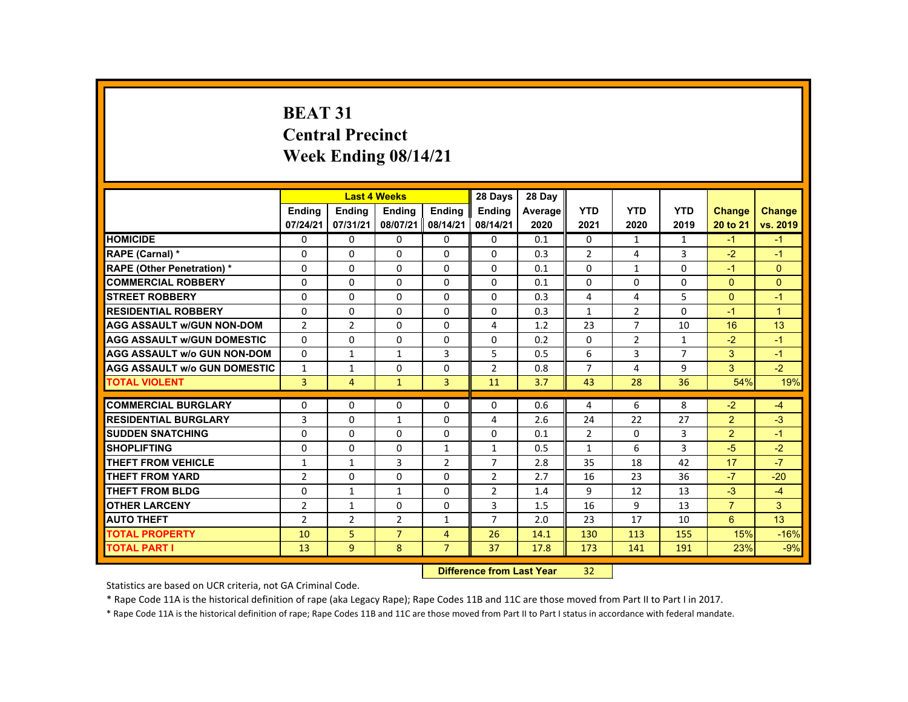# BEAT 31
## Central Precinct
## Week Ending 08/14/21

| | Last 4 Weeks | | | | 28 Days | 28 Day | | | | | |
|---|---|---|---|---|---|---|---|---|---|---|---|
| | Ending 07/24/21 | Ending 07/31/21 | Ending 08/07/21 | Ending 08/14/21 | Ending 08/14/21 | Average 2020 | YTD 2021 | YTD 2020 | YTD 2019 | Change 20 to 21 | Change vs. 2019 |
| HOMICIDE | 0 | 0 | 0 | 0 | 0 | 0.1 | 0 | 1 | 1 | -1 | -1 |
| RAPE (Carnal) * | 0 | 0 | 0 | 0 | 0 | 0.3 | 2 | 4 | 3 | -2 | -1 |
| RAPE (Other Penetration) * | 0 | 0 | 0 | 0 | 0 | 0.1 | 0 | 1 | 0 | -1 | 0 |
| COMMERCIAL ROBBERY | 0 | 0 | 0 | 0 | 0 | 0.1 | 0 | 0 | 0 | 0 | 0 |
| STREET ROBBERY | 0 | 0 | 0 | 0 | 0 | 0.3 | 4 | 4 | 5 | 0 | -1 |
| RESIDENTIAL ROBBERY | 0 | 0 | 0 | 0 | 0 | 0.3 | 1 | 2 | 0 | -1 | 1 |
| AGG ASSAULT w/GUN NON-DOM | 2 | 2 | 0 | 0 | 4 | 1.2 | 23 | 7 | 10 | 16 | 13 |
| AGG ASSAULT w/GUN DOMESTIC | 0 | 0 | 0 | 0 | 0 | 0.2 | 0 | 2 | 1 | -2 | -1 |
| AGG ASSAULT w/o GUN NON-DOM | 0 | 1 | 1 | 3 | 5 | 0.5 | 6 | 3 | 7 | 3 | -1 |
| AGG ASSAULT w/o GUN DOMESTIC | 1 | 1 | 0 | 0 | 2 | 0.8 | 7 | 4 | 9 | 3 | -2 |
| TOTAL VIOLENT | 3 | 4 | 1 | 3 | 11 | 3.7 | 43 | 28 | 36 | 54% | 19% |
| COMMERCIAL BURGLARY | 0 | 0 | 0 | 0 | 0 | 0.6 | 4 | 6 | 8 | -2 | -4 |
| RESIDENTIAL BURGLARY | 3 | 0 | 1 | 0 | 4 | 2.6 | 24 | 22 | 27 | 2 | -3 |
| SUDDEN SNATCHING | 0 | 0 | 0 | 0 | 0 | 0.1 | 2 | 0 | 3 | 2 | -1 |
| SHOPLIFTING | 0 | 0 | 0 | 1 | 1 | 0.5 | 1 | 6 | 3 | -5 | -2 |
| THEFT FROM VEHICLE | 1 | 1 | 3 | 2 | 7 | 2.8 | 35 | 18 | 42 | 17 | -7 |
| THEFT FROM YARD | 2 | 0 | 0 | 0 | 2 | 2.7 | 16 | 23 | 36 | -7 | -20 |
| THEFT FROM BLDG | 0 | 1 | 1 | 0 | 2 | 1.4 | 9 | 12 | 13 | -3 | -4 |
| OTHER LARCENY | 2 | 1 | 0 | 0 | 3 | 1.5 | 16 | 9 | 13 | 7 | 3 |
| AUTO THEFT | 2 | 2 | 2 | 1 | 7 | 2.0 | 23 | 17 | 10 | 6 | 13 |
| TOTAL PROPERTY | 10 | 5 | 7 | 4 | 26 | 14.1 | 130 | 113 | 155 | 15% | -16% |
| TOTAL PART I | 13 | 9 | 8 | 7 | 37 | 17.8 | 173 | 141 | 191 | 23% | -9% |

**Difference from Last Year** 32

Statistics are based on UCR criteria, not GA Criminal Code.

* Rape Code 11A is the historical definition of rape (aka Legacy Rape); Rape Codes 11B and 11C are those moved from Part II to Part I in 2017.

* Rape Code 11A is the historical definition of rape; Rape Codes 11B and 11C are those moved from Part II to Part I status in accordance with federal mandate.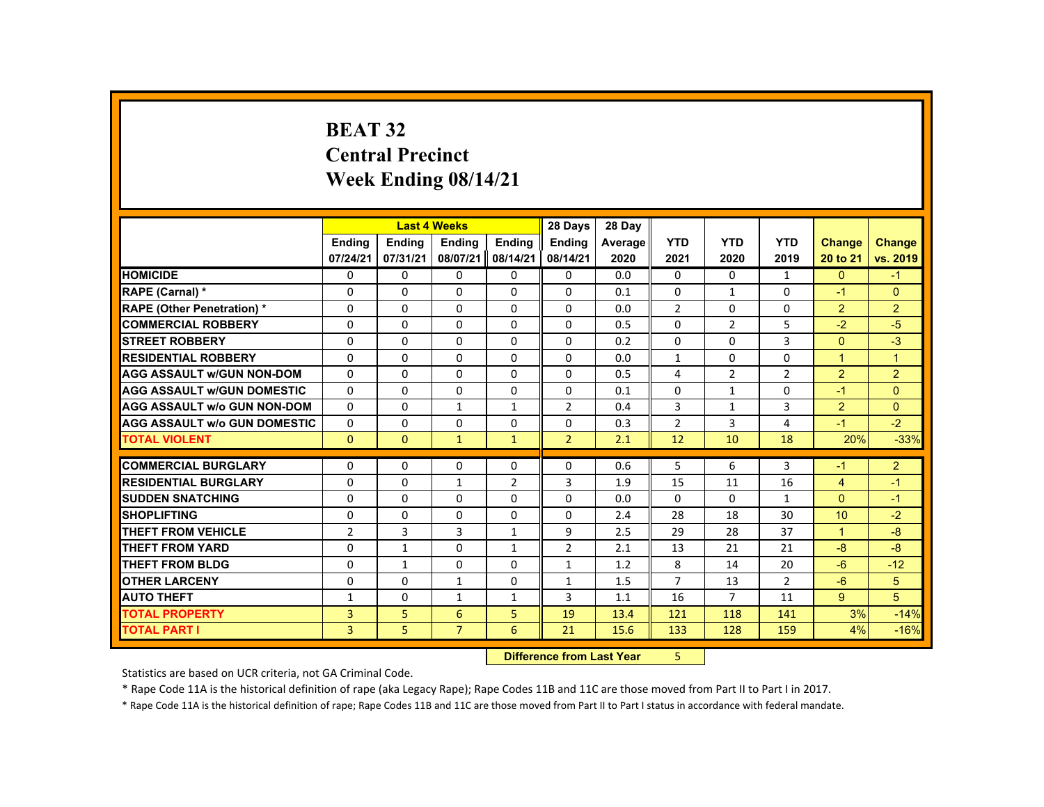# BEAT 32
# Central Precinct
# Week Ending 08/14/21

| | Last 4 Weeks | | | | 28 Days | 28 Day | | | | | |
|---|---|---|---|---|---|---|---|---|---|---|---|
| | Ending 07/24/21 | Ending 07/31/21 | Ending 08/07/21 | Ending 08/14/21 | Ending 08/14/21 | Average 2020 | YTD 2021 | YTD 2020 | YTD 2019 | Change 20 to 21 | Change vs. 2019 |
| HOMICIDE | 0 | 0 | 0 | 0 | 0 | 0.0 | 0 | 0 | 1 | 0 | -1 |
| RAPE (Carnal) * | 0 | 0 | 0 | 0 | 0 | 0.1 | 0 | 1 | 0 | -1 | 0 |
| RAPE (Other Penetration) * | 0 | 0 | 0 | 0 | 0 | 0.0 | 2 | 0 | 0 | 2 | 2 |
| COMMERCIAL ROBBERY | 0 | 0 | 0 | 0 | 0 | 0.5 | 0 | 2 | 5 | -2 | -5 |
| STREET ROBBERY | 0 | 0 | 0 | 0 | 0 | 0.2 | 0 | 0 | 3 | 0 | -3 |
| RESIDENTIAL ROBBERY | 0 | 0 | 0 | 0 | 0 | 0.0 | 1 | 0 | 0 | 1 | 1 |
| AGG ASSAULT w/GUN NON-DOM | 0 | 0 | 0 | 0 | 0 | 0.5 | 4 | 2 | 2 | 2 | 2 |
| AGG ASSAULT w/GUN DOMESTIC | 0 | 0 | 0 | 0 | 0 | 0.1 | 0 | 1 | 0 | -1 | 0 |
| AGG ASSAULT w/o GUN NON-DOM | 0 | 0 | 1 | 1 | 2 | 0.4 | 3 | 1 | 3 | 2 | 0 |
| AGG ASSAULT w/o GUN DOMESTIC | 0 | 0 | 0 | 0 | 0 | 0.3 | 2 | 3 | 4 | -1 | -2 |
| TOTAL VIOLENT | 0 | 0 | 1 | 1 | 2 | 2.1 | 12 | 10 | 18 | 20% | -33% |
| COMMERCIAL BURGLARY | 0 | 0 | 0 | 0 | 0 | 0.6 | 5 | 6 | 3 | -1 | 2 |
| RESIDENTIAL BURGLARY | 0 | 0 | 1 | 2 | 3 | 1.9 | 15 | 11 | 16 | 4 | -1 |
| SUDDEN SNATCHING | 0 | 0 | 0 | 0 | 0 | 0.0 | 0 | 0 | 1 | 0 | -1 |
| SHOPLIFTING | 0 | 0 | 0 | 0 | 0 | 2.4 | 28 | 18 | 30 | 10 | -2 |
| THEFT FROM VEHICLE | 2 | 3 | 3 | 1 | 9 | 2.5 | 29 | 28 | 37 | 1 | -8 |
| THEFT FROM YARD | 0 | 1 | 0 | 1 | 2 | 2.1 | 13 | 21 | 21 | -8 | -8 |
| THEFT FROM BLDG | 0 | 1 | 0 | 0 | 1 | 1.2 | 8 | 14 | 20 | -6 | -12 |
| OTHER LARCENY | 0 | 0 | 1 | 0 | 1 | 1.5 | 7 | 13 | 2 | -6 | 5 |
| AUTO THEFT | 1 | 0 | 1 | 1 | 3 | 1.1 | 16 | 7 | 11 | 9 | 5 |
| TOTAL PROPERTY | 3 | 5 | 6 | 5 | 19 | 13.4 | 121 | 118 | 141 | 3% | -14% |
| TOTAL PART I | 3 | 5 | 7 | 6 | 21 | 15.6 | 133 | 128 | 159 | 4% | -16% |

**Difference from Last Year** 5

Statistics are based on UCR criteria, not GA Criminal Code.

* Rape Code 11A is the historical definition of rape (aka Legacy Rape); Rape Codes 11B and 11C are those moved from Part II to Part I in 2017.

* Rape Code 11A is the historical definition of rape; Rape Codes 11B and 11C are those moved from Part II to Part I status in accordance with federal mandate.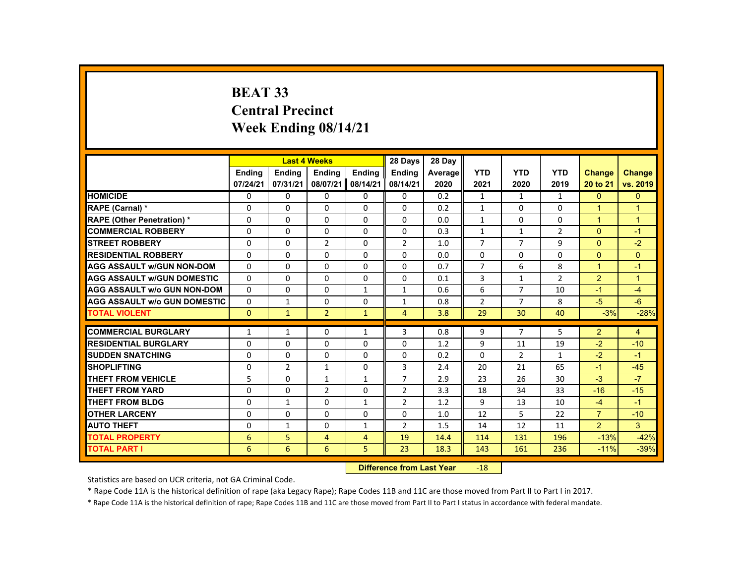# BEAT 33
## Central Precinct
## Week Ending 08/14/21

| | Last 4 Weeks | | | | 28 Days | 28 Day | | | | | |
|---|---|---|---|---|---|---|---|---|---|---|---|
| | Ending 07/24/21 | Ending 07/31/21 | Ending 08/07/21 | Ending 08/14/21 | Ending 08/14/21 | Average 2020 | YTD 2021 | YTD 2020 | YTD 2019 | Change 20 to 21 | Change vs. 2019 |
| HOMICIDE | 0 | 0 | 0 | 0 | 0 | 0.2 | 1 | 1 | 1 | 0 | 0 |
| RAPE (Carnal) * | 0 | 0 | 0 | 0 | 0 | 0.2 | 1 | 0 | 0 | 1 | 1 |
| RAPE (Other Penetration) * | 0 | 0 | 0 | 0 | 0 | 0.0 | 1 | 0 | 0 | 1 | 1 |
| COMMERCIAL ROBBERY | 0 | 0 | 0 | 0 | 0 | 0.3 | 1 | 1 | 2 | 0 | -1 |
| STREET ROBBERY | 0 | 0 | 2 | 0 | 2 | 1.0 | 7 | 7 | 9 | 0 | -2 |
| RESIDENTIAL ROBBERY | 0 | 0 | 0 | 0 | 0 | 0.0 | 0 | 0 | 0 | 0 | 0 |
| AGG ASSAULT w/GUN NON-DOM | 0 | 0 | 0 | 0 | 0 | 0.7 | 7 | 6 | 8 | 1 | -1 |
| AGG ASSAULT w/GUN DOMESTIC | 0 | 0 | 0 | 0 | 0 | 0.1 | 3 | 1 | 2 | 2 | 1 |
| AGG ASSAULT w/o GUN NON-DOM | 0 | 0 | 0 | 1 | 1 | 0.6 | 6 | 7 | 10 | -1 | -4 |
| AGG ASSAULT w/o GUN DOMESTIC | 0 | 1 | 0 | 0 | 1 | 0.8 | 2 | 7 | 8 | -5 | -6 |
| TOTAL VIOLENT | 0 | 1 | 2 | 1 | 4 | 3.8 | 29 | 30 | 40 | -3% | -28% |
| COMMERCIAL BURGLARY | 1 | 1 | 0 | 1 | 3 | 0.8 | 9 | 7 | 5 | 2 | 4 |
| RESIDENTIAL BURGLARY | 0 | 0 | 0 | 0 | 0 | 1.2 | 9 | 11 | 19 | -2 | -10 |
| SUDDEN SNATCHING | 0 | 0 | 0 | 0 | 0 | 0.2 | 0 | 2 | 1 | -2 | -1 |
| SHOPLIFTING | 0 | 2 | 1 | 0 | 3 | 2.4 | 20 | 21 | 65 | -1 | -45 |
| THEFT FROM VEHICLE | 5 | 0 | 1 | 1 | 7 | 2.9 | 23 | 26 | 30 | -3 | -7 |
| THEFT FROM YARD | 0 | 0 | 2 | 0 | 2 | 3.3 | 18 | 34 | 33 | -16 | -15 |
| THEFT FROM BLDG | 0 | 1 | 0 | 1 | 2 | 1.2 | 9 | 13 | 10 | -4 | -1 |
| OTHER LARCENY | 0 | 0 | 0 | 0 | 0 | 1.0 | 12 | 5 | 22 | 7 | -10 |
| AUTO THEFT | 0 | 1 | 0 | 1 | 2 | 1.5 | 14 | 12 | 11 | 2 | 3 |
| TOTAL PROPERTY | 6 | 5 | 4 | 4 | 19 | 14.4 | 114 | 131 | 196 | -13% | -42% |
| TOTAL PART I | 6 | 6 | 6 | 5 | 23 | 18.3 | 143 | 161 | 236 | -11% | -39% |

**Difference from Last Year** -18

Statistics are based on UCR criteria, not GA Criminal Code.

* Rape Code 11A is the historical definition of rape (aka Legacy Rape); Rape Codes 11B and 11C are those moved from Part II to Part I in 2017.

* Rape Code 11A is the historical definition of rape; Rape Codes 11B and 11C are those moved from Part II to Part I status in accordance with federal mandate.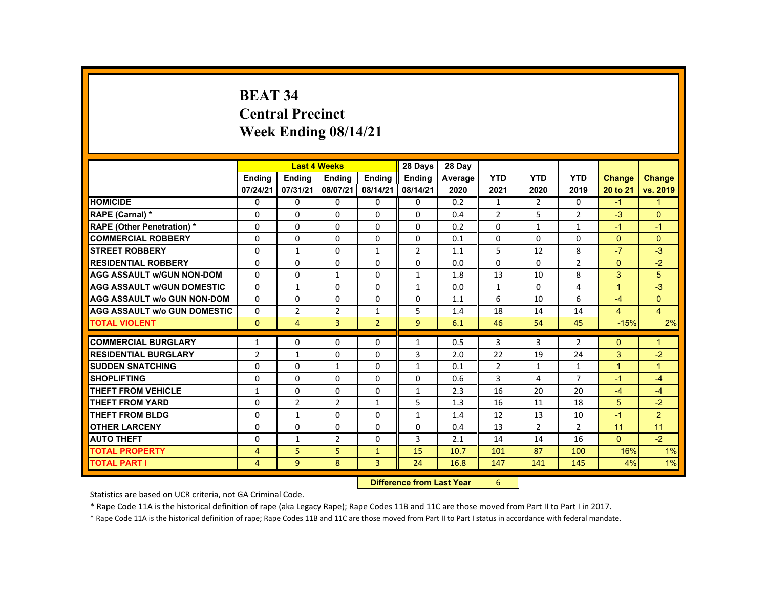# BEAT 34
# Central Precinct
# Week Ending 08/14/21

| | Last 4 Weeks | | | | 28 Days | 28 Day | | | | | |
|---|---|---|---|---|---|---|---|---|---|---|---|
| | Ending 07/24/21 | Ending 07/31/21 | Ending 08/07/21 | Ending 08/14/21 | Ending 08/14/21 | Average 2020 | YTD 2021 | YTD 2020 | YTD 2019 | Change 20 to 21 | Change vs. 2019 |
| HOMICIDE | 0 | 0 | 0 | 0 | 0 | 0.2 | 1 | 2 | 0 | -1 | 1 |
| RAPE (Carnal) * | 0 | 0 | 0 | 0 | 0 | 0.4 | 2 | 5 | 2 | -3 | 0 |
| RAPE (Other Penetration) * | 0 | 0 | 0 | 0 | 0 | 0.2 | 0 | 1 | 1 | -1 | -1 |
| COMMERCIAL ROBBERY | 0 | 0 | 0 | 0 | 0 | 0.1 | 0 | 0 | 0 | 0 | 0 |
| STREET ROBBERY | 0 | 1 | 0 | 1 | 2 | 1.1 | 5 | 12 | 8 | -7 | -3 |
| RESIDENTIAL ROBBERY | 0 | 0 | 0 | 0 | 0 | 0.0 | 0 | 0 | 2 | 0 | -2 |
| AGG ASSAULT w/GUN NON-DOM | 0 | 0 | 1 | 0 | 1 | 1.8 | 13 | 10 | 8 | 3 | 5 |
| AGG ASSAULT w/GUN DOMESTIC | 0 | 1 | 0 | 0 | 1 | 0.0 | 1 | 0 | 4 | 1 | -3 |
| AGG ASSAULT w/o GUN NON-DOM | 0 | 0 | 0 | 0 | 0 | 1.1 | 6 | 10 | 6 | -4 | 0 |
| AGG ASSAULT w/o GUN DOMESTIC | 0 | 2 | 2 | 1 | 5 | 1.4 | 18 | 14 | 14 | 4 | 4 |
| TOTAL VIOLENT | 0 | 4 | 3 | 2 | 9 | 6.1 | 46 | 54 | 45 | -15% | 2% |
| COMMERCIAL BURGLARY | 1 | 0 | 0 | 0 | 1 | 0.5 | 3 | 3 | 2 | 0 | 1 |
| RESIDENTIAL BURGLARY | 2 | 1 | 0 | 0 | 3 | 2.0 | 22 | 19 | 24 | 3 | -2 |
| SUDDEN SNATCHING | 0 | 0 | 1 | 0 | 1 | 0.1 | 2 | 1 | 1 | 1 | 1 |
| SHOPLIFTING | 0 | 0 | 0 | 0 | 0 | 0.6 | 3 | 4 | 7 | -1 | -4 |
| THEFT FROM VEHICLE | 1 | 0 | 0 | 0 | 1 | 2.3 | 16 | 20 | 20 | -4 | -4 |
| THEFT FROM YARD | 0 | 2 | 2 | 1 | 5 | 1.3 | 16 | 11 | 18 | 5 | -2 |
| THEFT FROM BLDG | 0 | 1 | 0 | 0 | 1 | 1.4 | 12 | 13 | 10 | -1 | 2 |
| OTHER LARCENY | 0 | 0 | 0 | 0 | 0 | 0.4 | 13 | 2 | 2 | 11 | 11 |
| AUTO THEFT | 0 | 1 | 2 | 0 | 3 | 2.1 | 14 | 14 | 16 | 0 | -2 |
| TOTAL PROPERTY | 4 | 5 | 5 | 1 | 15 | 10.7 | 101 | 87 | 100 | 16% | 1% |
| TOTAL PART I | 4 | 9 | 8 | 3 | 24 | 16.8 | 147 | 141 | 145 | 4% | 1% |

**Difference from Last Year** 6

Statistics are based on UCR criteria, not GA Criminal Code.

* Rape Code 11A is the historical definition of rape (aka Legacy Rape); Rape Codes 11B and 11C are those moved from Part II to Part I in 2017.

* Rape Code 11A is the historical definition of rape; Rape Codes 11B and 11C are those moved from Part II to Part I status in accordance with federal mandate.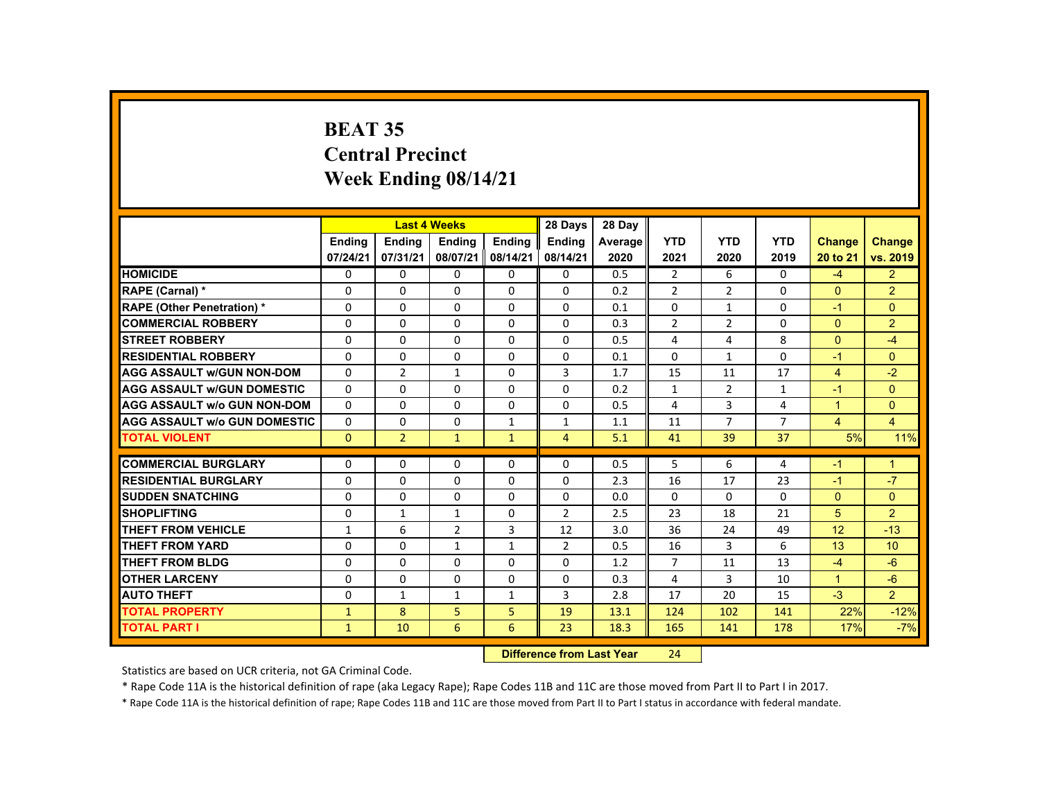# BEAT 35
## Central Precinct
## Week Ending 08/14/21

| | Last 4 Weeks | | | | 28 Days | 28 Day | | | | | |
|---|---|---|---|---|---|---|---|---|---|---|---|
| | Ending 07/24/21 | Ending 07/31/21 | Ending 08/07/21 | Ending 08/14/21 | Ending 08/14/21 | Average 2020 | YTD 2021 | YTD 2020 | YTD 2019 | Change 20 to 21 | Change vs. 2019 |
| HOMICIDE | 0 | 0 | 0 | 0 | 0 | 0.5 | 2 | 6 | 0 | -4 | 2 |
| RAPE (Carnal) * | 0 | 0 | 0 | 0 | 0 | 0.2 | 2 | 2 | 0 | 0 | 2 |
| RAPE (Other Penetration) * | 0 | 0 | 0 | 0 | 0 | 0.1 | 0 | 1 | 0 | -1 | 0 |
| COMMERCIAL ROBBERY | 0 | 0 | 0 | 0 | 0 | 0.3 | 2 | 2 | 0 | 0 | 2 |
| STREET ROBBERY | 0 | 0 | 0 | 0 | 0 | 0.5 | 4 | 4 | 8 | 0 | -4 |
| RESIDENTIAL ROBBERY | 0 | 0 | 0 | 0 | 0 | 0.1 | 0 | 1 | 0 | -1 | 0 |
| AGG ASSAULT w/GUN NON-DOM | 0 | 2 | 1 | 0 | 3 | 1.7 | 15 | 11 | 17 | 4 | -2 |
| AGG ASSAULT w/GUN DOMESTIC | 0 | 0 | 0 | 0 | 0 | 0.2 | 1 | 2 | 1 | -1 | 0 |
| AGG ASSAULT w/o GUN NON-DOM | 0 | 0 | 0 | 0 | 0 | 0.5 | 4 | 3 | 4 | 1 | 0 |
| AGG ASSAULT w/o GUN DOMESTIC | 0 | 0 | 0 | 1 | 1 | 1.1 | 11 | 7 | 7 | 4 | 4 |
| TOTAL VIOLENT | 0 | 2 | 1 | 1 | 4 | 5.1 | 41 | 39 | 37 | 5% | 11% |
| COMMERCIAL BURGLARY | 0 | 0 | 0 | 0 | 0 | 0.5 | 5 | 6 | 4 | -1 | 1 |
| RESIDENTIAL BURGLARY | 0 | 0 | 0 | 0 | 0 | 2.3 | 16 | 17 | 23 | -1 | -7 |
| SUDDEN SNATCHING | 0 | 0 | 0 | 0 | 0 | 0.0 | 0 | 0 | 0 | 0 | 0 |
| SHOPLIFTING | 0 | 1 | 1 | 0 | 2 | 2.5 | 23 | 18 | 21 | 5 | 2 |
| THEFT FROM VEHICLE | 1 | 6 | 2 | 3 | 12 | 3.0 | 36 | 24 | 49 | 12 | -13 |
| THEFT FROM YARD | 0 | 0 | 1 | 1 | 2 | 0.5 | 16 | 3 | 6 | 13 | 10 |
| THEFT FROM BLDG | 0 | 0 | 0 | 0 | 0 | 1.2 | 7 | 11 | 13 | -4 | -6 |
| OTHER LARCENY | 0 | 0 | 0 | 0 | 0 | 0.3 | 4 | 3 | 10 | 1 | -6 |
| AUTO THEFT | 0 | 1 | 1 | 1 | 3 | 2.8 | 17 | 20 | 15 | -3 | 2 |
| TOTAL PROPERTY | 1 | 8 | 5 | 5 | 19 | 13.1 | 124 | 102 | 141 | 22% | -12% |
| TOTAL PART I | 1 | 10 | 6 | 6 | 23 | 18.3 | 165 | 141 | 178 | 17% | -7% |

**Difference from Last Year** 24

Statistics are based on UCR criteria, not GA Criminal Code.

* Rape Code 11A is the historical definition of rape (aka Legacy Rape); Rape Codes 11B and 11C are those moved from Part II to Part I in 2017.

* Rape Code 11A is the historical definition of rape; Rape Codes 11B and 11C are those moved from Part II to Part I status in accordance with federal mandate.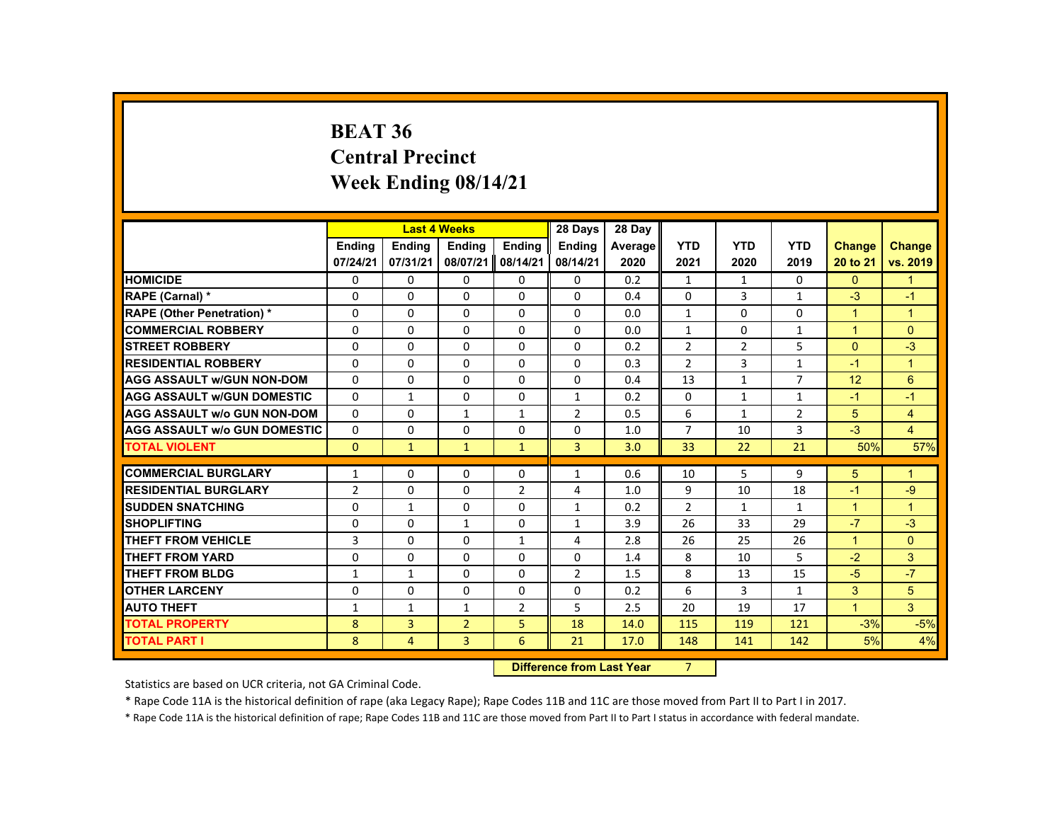# BEAT 36
## Central Precinct
## Week Ending 08/14/21

| | Last 4 Weeks | | | | 28 Days | 28 Day | | | | | |
|---|---|---|---|---|---|---|---|---|---|---|---|
| | Ending 07/24/21 | Ending 07/31/21 | Ending 08/07/21 | Ending 08/14/21 | Ending 08/14/21 | Average 2020 | YTD 2021 | YTD 2020 | YTD 2019 | Change 20 to 21 | Change vs. 2019 |
| HOMICIDE | 0 | 0 | 0 | 0 | 0 | 0.2 | 1 | 1 | 0 | 0 | 1 |
| RAPE (Carnal) * | 0 | 0 | 0 | 0 | 0 | 0.4 | 0 | 3 | 1 | -3 | -1 |
| RAPE (Other Penetration) * | 0 | 0 | 0 | 0 | 0 | 0.0 | 1 | 0 | 0 | 1 | 1 |
| COMMERCIAL ROBBERY | 0 | 0 | 0 | 0 | 0 | 0.0 | 1 | 0 | 1 | 1 | 0 |
| STREET ROBBERY | 0 | 0 | 0 | 0 | 0 | 0.2 | 2 | 2 | 5 | 0 | -3 |
| RESIDENTIAL ROBBERY | 0 | 0 | 0 | 0 | 0 | 0.3 | 2 | 3 | 1 | -1 | 1 |
| AGG ASSAULT w/GUN NON-DOM | 0 | 0 | 0 | 0 | 0 | 0.4 | 13 | 1 | 7 | 12 | 6 |
| AGG ASSAULT w/GUN DOMESTIC | 0 | 1 | 0 | 0 | 1 | 0.2 | 0 | 1 | 1 | -1 | -1 |
| AGG ASSAULT w/o GUN NON-DOM | 0 | 0 | 1 | 1 | 2 | 0.5 | 6 | 1 | 2 | 5 | 4 |
| AGG ASSAULT w/o GUN DOMESTIC | 0 | 0 | 0 | 0 | 0 | 1.0 | 7 | 10 | 3 | -3 | 4 |
| TOTAL VIOLENT | 0 | 1 | 1 | 1 | 3 | 3.0 | 33 | 22 | 21 | 50% | 57% |
| COMMERCIAL BURGLARY | 1 | 0 | 0 | 0 | 1 | 0.6 | 10 | 5 | 9 | 5 | 1 |
| RESIDENTIAL BURGLARY | 2 | 0 | 0 | 2 | 4 | 1.0 | 9 | 10 | 18 | -1 | -9 |
| SUDDEN SNATCHING | 0 | 1 | 0 | 0 | 1 | 0.2 | 2 | 1 | 1 | 1 | 1 |
| SHOPLIFTING | 0 | 0 | 1 | 0 | 1 | 3.9 | 26 | 33 | 29 | -7 | -3 |
| THEFT FROM VEHICLE | 3 | 0 | 0 | 1 | 4 | 2.8 | 26 | 25 | 26 | 1 | 0 |
| THEFT FROM YARD | 0 | 0 | 0 | 0 | 0 | 1.4 | 8 | 10 | 5 | -2 | 3 |
| THEFT FROM BLDG | 1 | 1 | 0 | 0 | 2 | 1.5 | 8 | 13 | 15 | -5 | -7 |
| OTHER LARCENY | 0 | 0 | 0 | 0 | 0 | 0.2 | 6 | 3 | 1 | 3 | 5 |
| AUTO THEFT | 1 | 1 | 1 | 2 | 5 | 2.5 | 20 | 19 | 17 | 1 | 3 |
| TOTAL PROPERTY | 8 | 3 | 2 | 5 | 18 | 14.0 | 115 | 119 | 121 | -3% | -5% |
| TOTAL PART I | 8 | 4 | 3 | 6 | 21 | 17.0 | 148 | 141 | 142 | 5% | 4% |

**Difference from Last Year** 7

Statistics are based on UCR criteria, not GA Criminal Code.

* Rape Code 11A is the historical definition of rape (aka Legacy Rape); Rape Codes 11B and 11C are those moved from Part II to Part I in 2017.

* Rape Code 11A is the historical definition of rape; Rape Codes 11B and 11C are those moved from Part II to Part I status in accordance with federal mandate.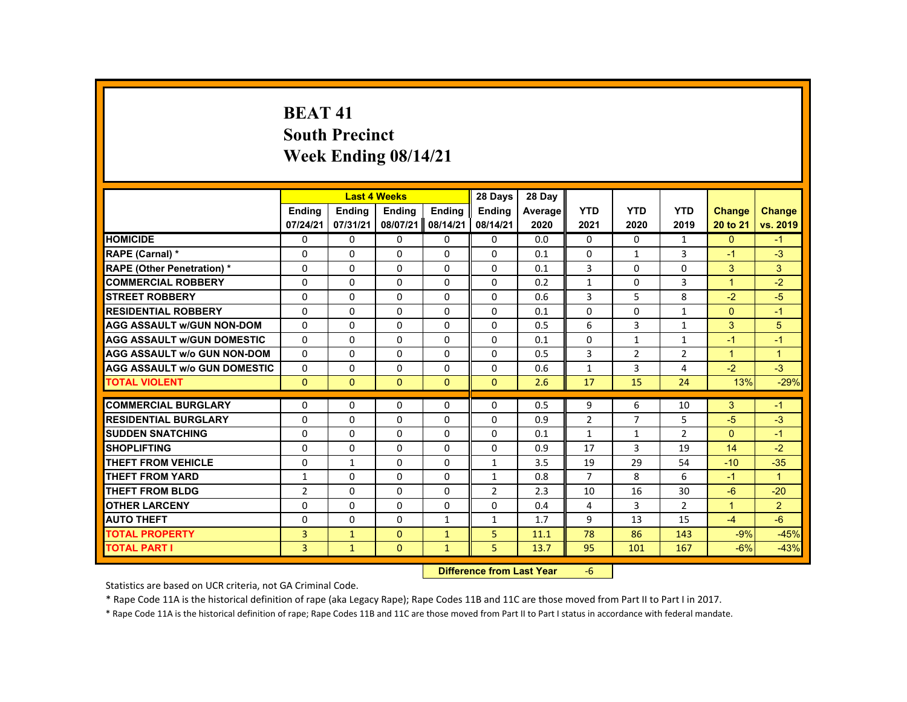# BEAT 41
## South Precinct
## Week Ending 08/14/21

| | Last 4 Weeks | | | | 28 Days | 28 Day | | | | | |
|---|---|---|---|---|---|---|---|---|---|---|---|
| | Ending 07/24/21 | Ending 07/31/21 | Ending 08/07/21 | Ending 08/14/21 | Ending 08/14/21 | Average 2020 | YTD 2021 | YTD 2020 | YTD 2019 | Change 20 to 21 | Change vs. 2019 |
| HOMICIDE | 0 | 0 | 0 | 0 | 0 | 0.0 | 0 | 0 | 1 | 0 | -1 |
| RAPE (Carnal) * | 0 | 0 | 0 | 0 | 0 | 0.1 | 0 | 1 | 3 | -1 | -3 |
| RAPE (Other Penetration) * | 0 | 0 | 0 | 0 | 0 | 0.1 | 3 | 0 | 0 | 3 | 3 |
| COMMERCIAL ROBBERY | 0 | 0 | 0 | 0 | 0 | 0.2 | 1 | 0 | 3 | 1 | -2 |
| STREET ROBBERY | 0 | 0 | 0 | 0 | 0 | 0.6 | 3 | 5 | 8 | -2 | -5 |
| RESIDENTIAL ROBBERY | 0 | 0 | 0 | 0 | 0 | 0.1 | 0 | 0 | 1 | 0 | -1 |
| AGG ASSAULT w/GUN NON-DOM | 0 | 0 | 0 | 0 | 0 | 0.5 | 6 | 3 | 1 | 3 | 5 |
| AGG ASSAULT w/GUN DOMESTIC | 0 | 0 | 0 | 0 | 0 | 0.1 | 0 | 1 | 1 | -1 | -1 |
| AGG ASSAULT w/o GUN NON-DOM | 0 | 0 | 0 | 0 | 0 | 0.5 | 3 | 2 | 2 | 1 | 1 |
| AGG ASSAULT w/o GUN DOMESTIC | 0 | 0 | 0 | 0 | 0 | 0.6 | 1 | 3 | 4 | -2 | -3 |
| TOTAL VIOLENT | 0 | 0 | 0 | 0 | 0 | 2.6 | 17 | 15 | 24 | 13% | -29% |
| COMMERCIAL BURGLARY | 0 | 0 | 0 | 0 | 0 | 0.5 | 9 | 6 | 10 | 3 | -1 |
| RESIDENTIAL BURGLARY | 0 | 0 | 0 | 0 | 0 | 0.9 | 2 | 7 | 5 | -5 | -3 |
| SUDDEN SNATCHING | 0 | 0 | 0 | 0 | 0 | 0.1 | 1 | 1 | 2 | 0 | -1 |
| SHOPLIFTING | 0 | 0 | 0 | 0 | 0 | 0.9 | 17 | 3 | 19 | 14 | -2 |
| THEFT FROM VEHICLE | 0 | 1 | 0 | 0 | 1 | 3.5 | 19 | 29 | 54 | -10 | -35 |
| THEFT FROM YARD | 1 | 0 | 0 | 0 | 1 | 0.8 | 7 | 8 | 6 | -1 | 1 |
| THEFT FROM BLDG | 2 | 0 | 0 | 0 | 2 | 2.3 | 10 | 16 | 30 | -6 | -20 |
| OTHER LARCENY | 0 | 0 | 0 | 0 | 0 | 0.4 | 4 | 3 | 2 | 1 | 2 |
| AUTO THEFT | 0 | 0 | 0 | 1 | 1 | 1.7 | 9 | 13 | 15 | -4 | -6 |
| TOTAL PROPERTY | 3 | 1 | 0 | 1 | 5 | 11.1 | 78 | 86 | 143 | -9% | -45% |
| TOTAL PART I | 3 | 1 | 0 | 1 | 5 | 13.7 | 95 | 101 | 167 | -6% | -43% |

**Difference from Last Year** -6

Statistics are based on UCR criteria, not GA Criminal Code.

* Rape Code 11A is the historical definition of rape (aka Legacy Rape); Rape Codes 11B and 11C are those moved from Part II to Part I in 2017.

* Rape Code 11A is the historical definition of rape; Rape Codes 11B and 11C are those moved from Part II to Part I status in accordance with federal mandate.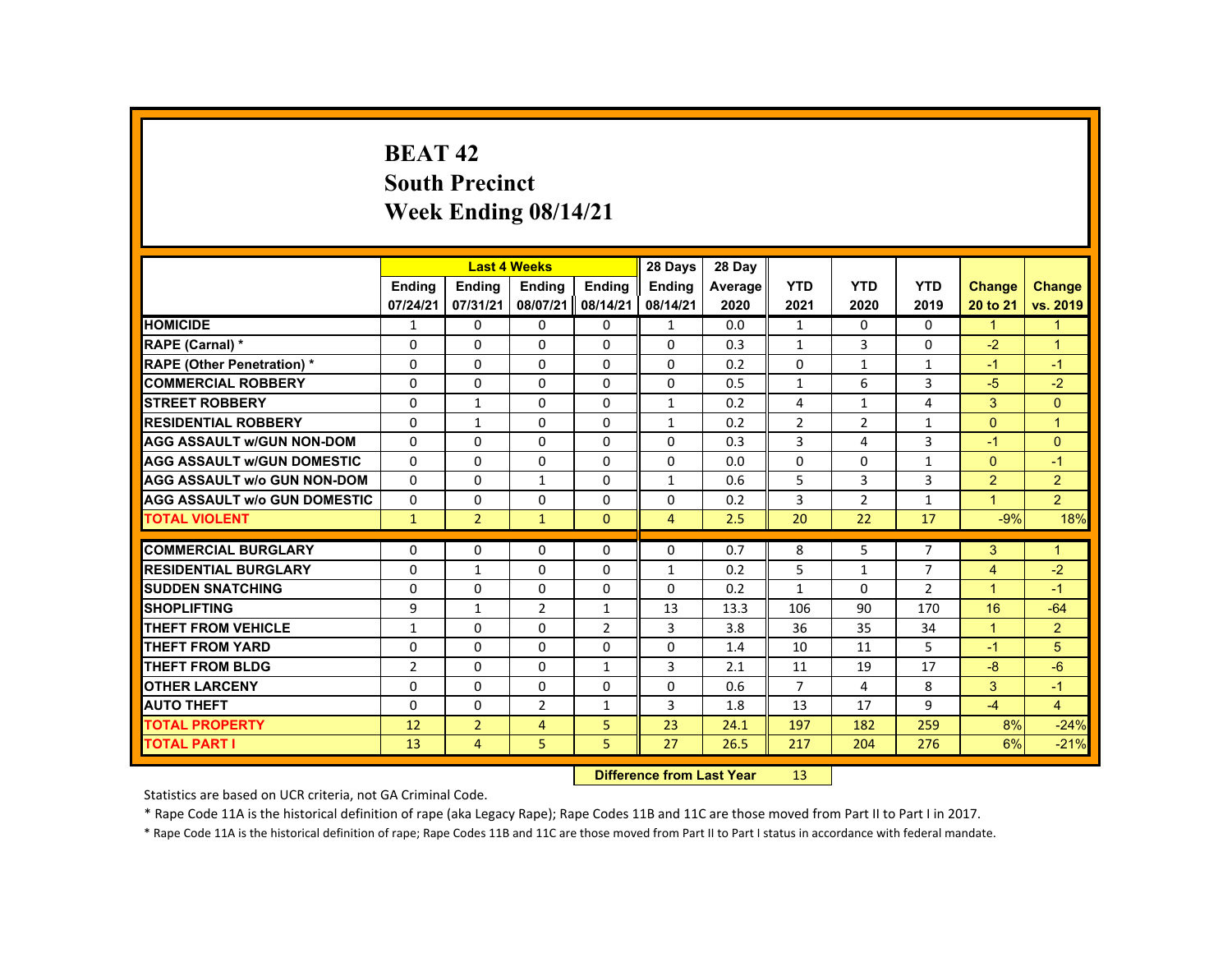# BEAT 42
## South Precinct
## Week Ending 08/14/21

| | Last 4 Weeks | | | | 28 Days | 28 Day | YTD | YTD | YTD | Change | Change |
|---|---|---|---|---|---|---|---|---|---|---|---|
| | Ending 07/24/21 | Ending 07/31/21 | Ending 08/07/21 | Ending 08/14/21 | Ending 08/14/21 | Average 2020 | 2021 | 2020 | 2019 | 20 to 21 | vs. 2019 |
| HOMICIDE | 1 | 0 | 0 | 0 | 1 | 0.0 | 1 | 0 | 0 | 1 | 1 |
| RAPE (Carnal) * | 0 | 0 | 0 | 0 | 0 | 0.3 | 1 | 3 | 0 | -2 | 1 |
| RAPE (Other Penetration) * | 0 | 0 | 0 | 0 | 0 | 0.2 | 0 | 1 | 1 | -1 | -1 |
| COMMERCIAL ROBBERY | 0 | 0 | 0 | 0 | 0 | 0.5 | 1 | 6 | 3 | -5 | -2 |
| STREET ROBBERY | 0 | 1 | 0 | 0 | 1 | 0.2 | 4 | 1 | 4 | 3 | 0 |
| RESIDENTIAL ROBBERY | 0 | 1 | 0 | 0 | 1 | 0.2 | 2 | 2 | 1 | 0 | 1 |
| AGG ASSAULT w/GUN NON-DOM | 0 | 0 | 0 | 0 | 0 | 0.3 | 3 | 4 | 3 | -1 | 0 |
| AGG ASSAULT w/GUN DOMESTIC | 0 | 0 | 0 | 0 | 0 | 0.0 | 0 | 0 | 1 | 0 | -1 |
| AGG ASSAULT w/o GUN NON-DOM | 0 | 0 | 1 | 0 | 1 | 0.6 | 5 | 3 | 3 | 2 | 2 |
| AGG ASSAULT w/o GUN DOMESTIC | 0 | 0 | 0 | 0 | 0 | 0.2 | 3 | 2 | 1 | 1 | 2 |
| TOTAL VIOLENT | 1 | 2 | 1 | 0 | 4 | 2.5 | 20 | 22 | 17 | -9% | 18% |
| COMMERCIAL BURGLARY | 0 | 0 | 0 | 0 | 0 | 0.7 | 8 | 5 | 7 | 3 | 1 |
| RESIDENTIAL BURGLARY | 0 | 1 | 0 | 0 | 1 | 0.2 | 5 | 1 | 7 | 4 | -2 |
| SUDDEN SNATCHING | 0 | 0 | 0 | 0 | 0 | 0.2 | 1 | 0 | 2 | 1 | -1 |
| SHOPLIFTING | 9 | 1 | 2 | 1 | 13 | 13.3 | 106 | 90 | 170 | 16 | -64 |
| THEFT FROM VEHICLE | 1 | 0 | 0 | 2 | 3 | 3.8 | 36 | 35 | 34 | 1 | 2 |
| THEFT FROM YARD | 0 | 0 | 0 | 0 | 0 | 1.4 | 10 | 11 | 5 | -1 | 5 |
| THEFT FROM BLDG | 2 | 0 | 0 | 1 | 3 | 2.1 | 11 | 19 | 17 | -8 | -6 |
| OTHER LARCENY | 0 | 0 | 0 | 0 | 0 | 0.6 | 7 | 4 | 8 | 3 | -1 |
| AUTO THEFT | 0 | 0 | 2 | 1 | 3 | 1.8 | 13 | 17 | 9 | -4 | 4 |
| TOTAL PROPERTY | 12 | 2 | 4 | 5 | 23 | 24.1 | 197 | 182 | 259 | 8% | -24% |
| TOTAL PART I | 13 | 4 | 5 | 5 | 27 | 26.5 | 217 | 204 | 276 | 6% | -21% |

**Difference from Last Year** 13

Statistics are based on UCR criteria, not GA Criminal Code.

* Rape Code 11A is the historical definition of rape (aka Legacy Rape); Rape Codes 11B and 11C are those moved from Part II to Part I in 2017.

* Rape Code 11A is the historical definition of rape; Rape Codes 11B and 11C are those moved from Part II to Part I status in accordance with federal mandate.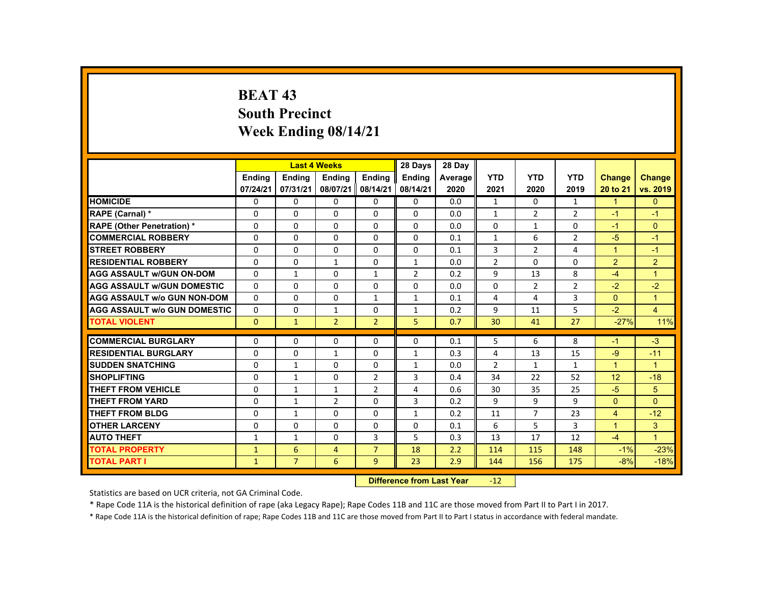# BEAT 43
## South Precinct
## Week Ending 08/14/21

| | Last 4 Weeks | | | | 28 Days | 28 Day | | | | | |
|---|---|---|---|---|---|---|---|---|---|---|---|
| | Ending 07/24/21 | Ending 07/31/21 | Ending 08/07/21 | Ending 08/14/21 | Ending 08/14/21 | Average 2020 | YTD 2021 | YTD 2020 | YTD 2019 | Change 20 to 21 | Change vs. 2019 |
| HOMICIDE | 0 | 0 | 0 | 0 | 0 | 0.0 | 1 | 0 | 1 | 1 | 0 |
| RAPE (Carnal) * | 0 | 0 | 0 | 0 | 0 | 0.0 | 1 | 2 | 2 | -1 | -1 |
| RAPE (Other Penetration) * | 0 | 0 | 0 | 0 | 0 | 0.0 | 0 | 1 | 0 | -1 | 0 |
| COMMERCIAL ROBBERY | 0 | 0 | 0 | 0 | 0 | 0.1 | 1 | 6 | 2 | -5 | -1 |
| STREET ROBBERY | 0 | 0 | 0 | 0 | 0 | 0.1 | 3 | 2 | 4 | 1 | -1 |
| RESIDENTIAL ROBBERY | 0 | 0 | 1 | 0 | 1 | 0.0 | 2 | 0 | 0 | 2 | 2 |
| AGG ASSAULT w/GUN ON-DOM | 0 | 1 | 0 | 1 | 2 | 0.2 | 9 | 13 | 8 | -4 | 1 |
| AGG ASSAULT w/GUN DOMESTIC | 0 | 0 | 0 | 0 | 0 | 0.0 | 0 | 2 | 2 | -2 | -2 |
| AGG ASSAULT w/o GUN NON-DOM | 0 | 0 | 0 | 1 | 1 | 0.1 | 4 | 4 | 3 | 0 | 1 |
| AGG ASSAULT w/o GUN DOMESTIC | 0 | 0 | 1 | 0 | 1 | 0.2 | 9 | 11 | 5 | -2 | 4 |
| TOTAL VIOLENT | 0 | 1 | 2 | 2 | 5 | 0.7 | 30 | 41 | 27 | -27% | 11% |
| COMMERCIAL BURGLARY | 0 | 0 | 0 | 0 | 0 | 0.1 | 5 | 6 | 8 | -1 | -3 |
| RESIDENTIAL BURGLARY | 0 | 0 | 1 | 0 | 1 | 0.3 | 4 | 13 | 15 | -9 | -11 |
| SUDDEN SNATCHING | 0 | 1 | 0 | 0 | 1 | 0.0 | 2 | 1 | 1 | 1 | 1 |
| SHOPLIFTING | 0 | 1 | 0 | 2 | 3 | 0.4 | 34 | 22 | 52 | 12 | -18 |
| THEFT FROM VEHICLE | 0 | 1 | 1 | 2 | 4 | 0.6 | 30 | 35 | 25 | -5 | 5 |
| THEFT FROM YARD | 0 | 1 | 2 | 0 | 3 | 0.2 | 9 | 9 | 9 | 0 | 0 |
| THEFT FROM BLDG | 0 | 1 | 0 | 0 | 1 | 0.2 | 11 | 7 | 23 | 4 | -12 |
| OTHER LARCENY | 0 | 0 | 0 | 0 | 0 | 0.1 | 6 | 5 | 3 | 1 | 3 |
| AUTO THEFT | 1 | 1 | 0 | 3 | 5 | 0.3 | 13 | 17 | 12 | -4 | 1 |
| TOTAL PROPERTY | 1 | 6 | 4 | 7 | 18 | 2.2 | 114 | 115 | 148 | -1% | -23% |
| TOTAL PART I | 1 | 7 | 6 | 9 | 23 | 2.9 | 144 | 156 | 175 | -8% | -18% |

**Difference from Last Year** -12

Statistics are based on UCR criteria, not GA Criminal Code.

* Rape Code 11A is the historical definition of rape (aka Legacy Rape); Rape Codes 11B and 11C are those moved from Part II to Part I in 2017.

* Rape Code 11A is the historical definition of rape; Rape Codes 11B and 11C are those moved from Part II to Part I status in accordance with federal mandate.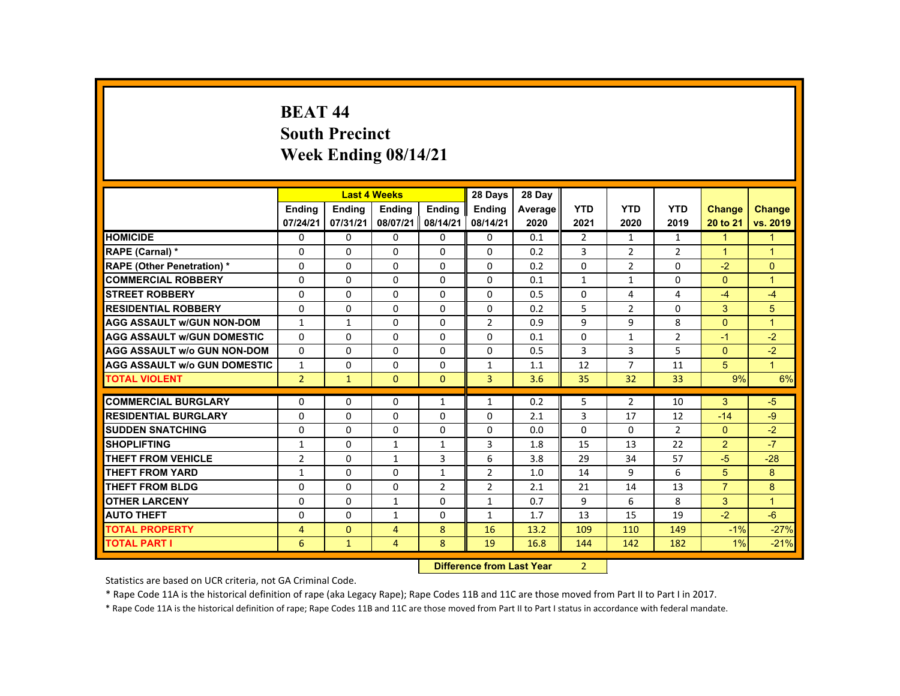# BEAT 44
## South Precinct
## Week Ending 08/14/21

| | Last 4 Weeks | | | | 28 Days | 28 Day | | | | | |
|---|---|---|---|---|---|---|---|---|---|---|---|
| | Ending 07/24/21 | Ending 07/31/21 | Ending 08/07/21 | Ending 08/14/21 | Ending 08/14/21 | Average 2020 | YTD 2021 | YTD 2020 | YTD 2019 | Change 20 to 21 | Change vs. 2019 |
| HOMICIDE | 0 | 0 | 0 | 0 | 0 | 0.1 | 2 | 1 | 1 | 1 | 1 |
| RAPE (Carnal) * | 0 | 0 | 0 | 0 | 0 | 0.2 | 3 | 2 | 2 | 1 | 1 |
| RAPE (Other Penetration) * | 0 | 0 | 0 | 0 | 0 | 0.2 | 0 | 2 | 0 | -2 | 0 |
| COMMERCIAL ROBBERY | 0 | 0 | 0 | 0 | 0 | 0.1 | 1 | 1 | 0 | 0 | 1 |
| STREET ROBBERY | 0 | 0 | 0 | 0 | 0 | 0.5 | 0 | 4 | 4 | -4 | -4 |
| RESIDENTIAL ROBBERY | 0 | 0 | 0 | 0 | 0 | 0.2 | 5 | 2 | 0 | 3 | 5 |
| AGG ASSAULT w/GUN NON-DOM | 1 | 1 | 0 | 0 | 2 | 0.9 | 9 | 9 | 8 | 0 | 1 |
| AGG ASSAULT w/GUN DOMESTIC | 0 | 0 | 0 | 0 | 0 | 0.1 | 0 | 1 | 2 | -1 | -2 |
| AGG ASSAULT w/o GUN NON-DOM | 0 | 0 | 0 | 0 | 0 | 0.5 | 3 | 3 | 5 | 0 | -2 |
| AGG ASSAULT w/o GUN DOMESTIC | 1 | 0 | 0 | 0 | 1 | 1.1 | 12 | 7 | 11 | 5 | 1 |
| TOTAL VIOLENT | 2 | 1 | 0 | 0 | 3 | 3.6 | 35 | 32 | 33 | 9% | 6% |
| COMMERCIAL BURGLARY | 0 | 0 | 0 | 1 | 1 | 0.2 | 5 | 2 | 10 | 3 | -5 |
| RESIDENTIAL BURGLARY | 0 | 0 | 0 | 0 | 0 | 2.1 | 3 | 17 | 12 | -14 | -9 |
| SUDDEN SNATCHING | 0 | 0 | 0 | 0 | 0 | 0.0 | 0 | 0 | 2 | 0 | -2 |
| SHOPLIFTING | 1 | 0 | 1 | 1 | 3 | 1.8 | 15 | 13 | 22 | 2 | -7 |
| THEFT FROM VEHICLE | 2 | 0 | 1 | 3 | 6 | 3.8 | 29 | 34 | 57 | -5 | -28 |
| THEFT FROM YARD | 1 | 0 | 0 | 1 | 2 | 1.0 | 14 | 9 | 6 | 5 | 8 |
| THEFT FROM BLDG | 0 | 0 | 0 | 2 | 2 | 2.1 | 21 | 14 | 13 | 7 | 8 |
| OTHER LARCENY | 0 | 0 | 1 | 0 | 1 | 0.7 | 9 | 6 | 8 | 3 | 1 |
| AUTO THEFT | 0 | 0 | 1 | 0 | 1 | 1.7 | 13 | 15 | 19 | -2 | -6 |
| TOTAL PROPERTY | 4 | 0 | 4 | 8 | 16 | 13.2 | 109 | 110 | 149 | -1% | -27% |
| TOTAL PART I | 6 | 1 | 4 | 8 | 19 | 16.8 | 144 | 142 | 182 | 1% | -21% |

**Difference from Last Year** 2

Statistics are based on UCR criteria, not GA Criminal Code.

* Rape Code 11A is the historical definition of rape (aka Legacy Rape); Rape Codes 11B and 11C are those moved from Part II to Part I in 2017.

* Rape Code 11A is the historical definition of rape; Rape Codes 11B and 11C are those moved from Part II to Part I status in accordance with federal mandate.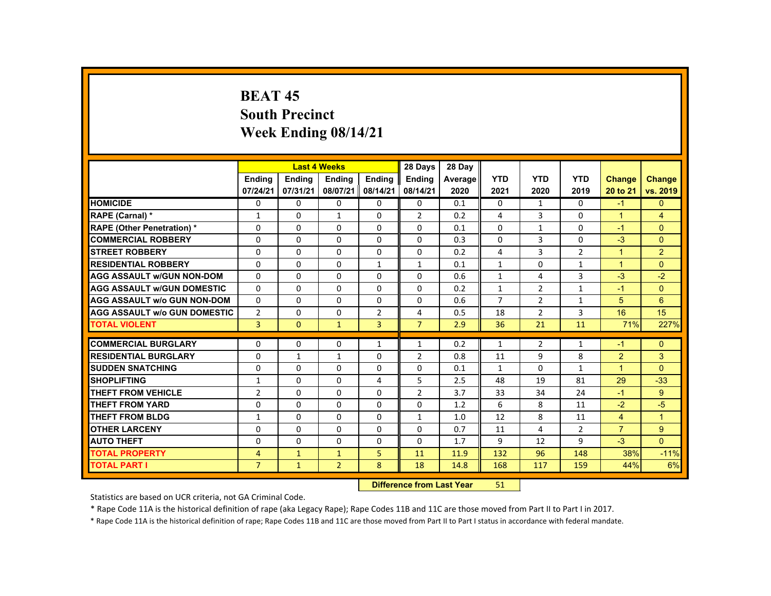# BEAT 45
## South Precinct
## Week Ending 08/14/21

| | Last 4 Weeks | | | | 28 Days | 28 Day | YTD | YTD | YTD | Change | Change |
|---|---|---|---|---|---|---|---|---|---|---|---|
| | Ending 07/24/21 | Ending 07/31/21 | Ending 08/07/21 | Ending 08/14/21 | Ending 08/14/21 | Average 2020 | 2021 | 2020 | 2019 | 20 to 21 | vs. 2019 |
| HOMICIDE | 0 | 0 | 0 | 0 | 0 | 0.1 | 0 | 1 | 0 | -1 | 0 |
| RAPE (Carnal) * | 1 | 0 | 1 | 0 | 2 | 0.2 | 4 | 3 | 0 | 1 | 4 |
| RAPE (Other Penetration) * | 0 | 0 | 0 | 0 | 0 | 0.1 | 0 | 1 | 0 | -1 | 0 |
| COMMERCIAL ROBBERY | 0 | 0 | 0 | 0 | 0 | 0.3 | 0 | 3 | 0 | -3 | 0 |
| STREET ROBBERY | 0 | 0 | 0 | 0 | 0 | 0.2 | 4 | 3 | 2 | 1 | 2 |
| RESIDENTIAL ROBBERY | 0 | 0 | 0 | 1 | 1 | 0.1 | 1 | 0 | 1 | 1 | 0 |
| AGG ASSAULT w/GUN NON-DOM | 0 | 0 | 0 | 0 | 0 | 0.6 | 1 | 4 | 3 | -3 | -2 |
| AGG ASSAULT w/GUN DOMESTIC | 0 | 0 | 0 | 0 | 0 | 0.2 | 1 | 2 | 1 | -1 | 0 |
| AGG ASSAULT w/o GUN NON-DOM | 0 | 0 | 0 | 0 | 0 | 0.6 | 7 | 2 | 1 | 5 | 6 |
| AGG ASSAULT w/o GUN DOMESTIC | 2 | 0 | 0 | 2 | 4 | 0.5 | 18 | 2 | 3 | 16 | 15 |
| TOTAL VIOLENT | 3 | 0 | 1 | 3 | 7 | 2.9 | 36 | 21 | 11 | 71% | 227% |
| COMMERCIAL BURGLARY | 0 | 0 | 0 | 1 | 1 | 0.2 | 1 | 2 | 1 | -1 | 0 |
| RESIDENTIAL BURGLARY | 0 | 1 | 1 | 0 | 2 | 0.8 | 11 | 9 | 8 | 2 | 3 |
| SUDDEN SNATCHING | 0 | 0 | 0 | 0 | 0 | 0.1 | 1 | 0 | 1 | 1 | 0 |
| SHOPLIFTING | 1 | 0 | 0 | 4 | 5 | 2.5 | 48 | 19 | 81 | 29 | -33 |
| THEFT FROM VEHICLE | 2 | 0 | 0 | 0 | 2 | 3.7 | 33 | 34 | 24 | -1 | 9 |
| THEFT FROM YARD | 0 | 0 | 0 | 0 | 0 | 1.2 | 6 | 8 | 11 | -2 | -5 |
| THEFT FROM BLDG | 1 | 0 | 0 | 0 | 1 | 1.0 | 12 | 8 | 11 | 4 | 1 |
| OTHER LARCENY | 0 | 0 | 0 | 0 | 0 | 0.7 | 11 | 4 | 2 | 7 | 9 |
| AUTO THEFT | 0 | 0 | 0 | 0 | 0 | 1.7 | 9 | 12 | 9 | -3 | 0 |
| TOTAL PROPERTY | 4 | 1 | 1 | 5 | 11 | 11.9 | 132 | 96 | 148 | 38% | -11% |
| TOTAL PART I | 7 | 1 | 2 | 8 | 18 | 14.8 | 168 | 117 | 159 | 44% | 6% |

**Difference from Last Year** 51

Statistics are based on UCR criteria, not GA Criminal Code.

* Rape Code 11A is the historical definition of rape (aka Legacy Rape); Rape Codes 11B and 11C are those moved from Part II to Part I in 2017.

* Rape Code 11A is the historical definition of rape; Rape Codes 11B and 11C are those moved from Part II to Part I status in accordance with federal mandate.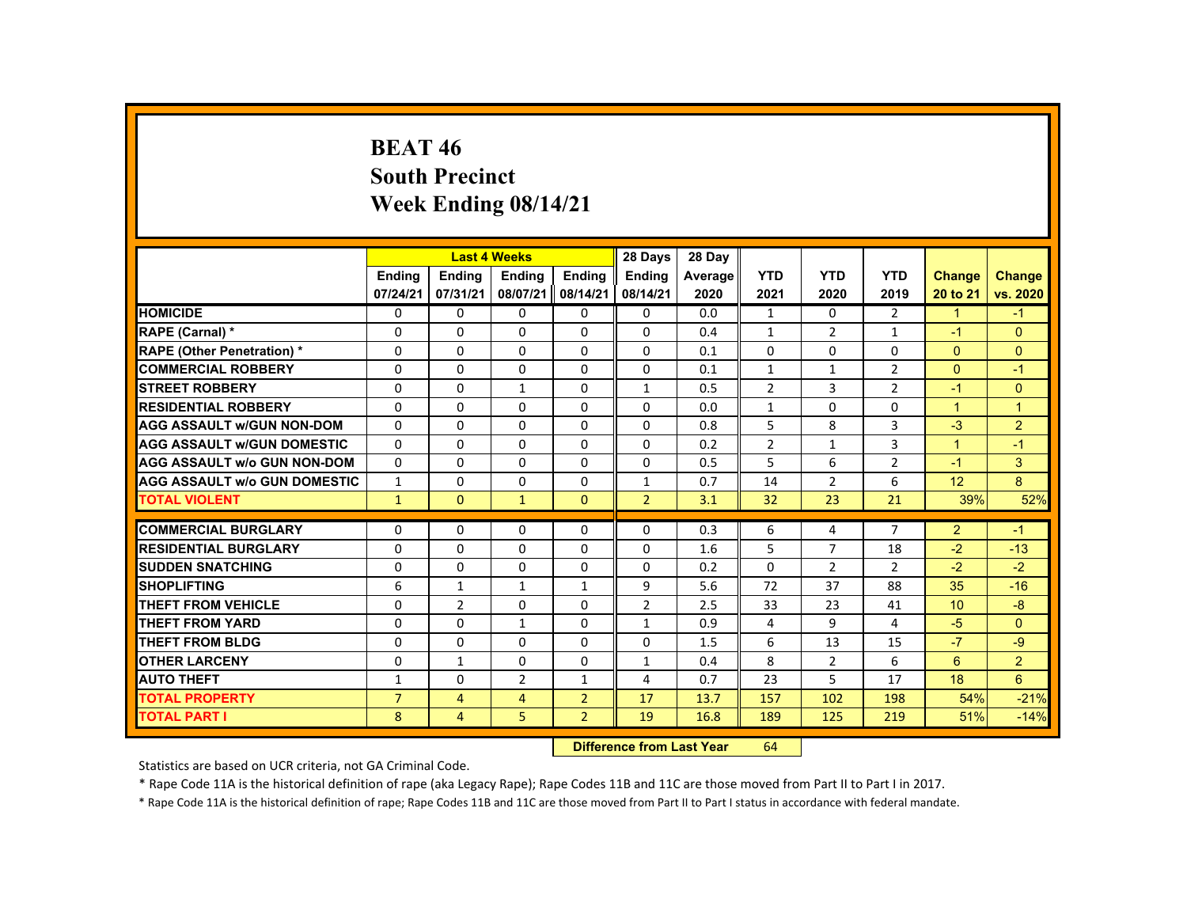# BEAT 46
## South Precinct
## Week Ending 08/14/21

| | Last 4 Weeks | | | | 28 Days | 28 Day | YTD | YTD | YTD | Change | Change |
|---|---|---|---|---|---|---|---|---|---|---|---|
| | Ending 07/24/21 | Ending 07/31/21 | Ending 08/07/21 | Ending 08/14/21 | Ending 08/14/21 | Average 2020 | 2021 | 2020 | 2019 | 20 to 21 | vs. 2020 |
| HOMICIDE | 0 | 0 | 0 | 0 | 0 | 0.0 | 1 | 0 | 2 | 1 | -1 |
| RAPE (Carnal) * | 0 | 0 | 0 | 0 | 0 | 0.4 | 1 | 2 | 1 | -1 | 0 |
| RAPE (Other Penetration) * | 0 | 0 | 0 | 0 | 0 | 0.1 | 0 | 0 | 0 | 0 | 0 |
| COMMERCIAL ROBBERY | 0 | 0 | 0 | 0 | 0 | 0.1 | 1 | 1 | 2 | 0 | -1 |
| STREET ROBBERY | 0 | 0 | 1 | 0 | 1 | 0.5 | 2 | 3 | 2 | -1 | 0 |
| RESIDENTIAL ROBBERY | 0 | 0 | 0 | 0 | 0 | 0.0 | 1 | 0 | 0 | 1 | 1 |
| AGG ASSAULT w/GUN NON-DOM | 0 | 0 | 0 | 0 | 0 | 0.8 | 5 | 8 | 3 | -3 | 2 |
| AGG ASSAULT w/GUN DOMESTIC | 0 | 0 | 0 | 0 | 0 | 0.2 | 2 | 1 | 3 | 1 | -1 |
| AGG ASSAULT w/o GUN NON-DOM | 0 | 0 | 0 | 0 | 0 | 0.5 | 5 | 6 | 2 | -1 | 3 |
| AGG ASSAULT w/o GUN DOMESTIC | 1 | 0 | 0 | 0 | 1 | 0.7 | 14 | 2 | 6 | 12 | 8 |
| TOTAL VIOLENT | 1 | 0 | 1 | 0 | 2 | 3.1 | 32 | 23 | 21 | 39% | 52% |
| COMMERCIAL BURGLARY | 0 | 0 | 0 | 0 | 0 | 0.3 | 6 | 4 | 7 | 2 | -1 |
| RESIDENTIAL BURGLARY | 0 | 0 | 0 | 0 | 0 | 1.6 | 5 | 7 | 18 | -2 | -13 |
| SUDDEN SNATCHING | 0 | 0 | 0 | 0 | 0 | 0.2 | 0 | 2 | 2 | -2 | -2 |
| SHOPLIFTING | 6 | 1 | 1 | 1 | 9 | 5.6 | 72 | 37 | 88 | 35 | -16 |
| THEFT FROM VEHICLE | 0 | 2 | 0 | 0 | 2 | 2.5 | 33 | 23 | 41 | 10 | -8 |
| THEFT FROM YARD | 0 | 0 | 1 | 0 | 1 | 0.9 | 4 | 9 | 4 | -5 | 0 |
| THEFT FROM BLDG | 0 | 0 | 0 | 0 | 0 | 1.5 | 6 | 13 | 15 | -7 | -9 |
| OTHER LARCENY | 0 | 1 | 0 | 0 | 1 | 0.4 | 8 | 2 | 6 | 6 | 2 |
| AUTO THEFT | 1 | 0 | 2 | 1 | 4 | 0.7 | 23 | 5 | 17 | 18 | 6 |
| TOTAL PROPERTY | 7 | 4 | 4 | 2 | 17 | 13.7 | 157 | 102 | 198 | 54% | -21% |
| TOTAL PART I | 8 | 4 | 5 | 2 | 19 | 16.8 | 189 | 125 | 219 | 51% | -14% |

**Difference from Last Year** 64

Statistics are based on UCR criteria, not GA Criminal Code.

* Rape Code 11A is the historical definition of rape (aka Legacy Rape); Rape Codes 11B and 11C are those moved from Part II to Part I in 2017.

* Rape Code 11A is the historical definition of rape; Rape Codes 11B and 11C are those moved from Part II to Part I status in accordance with federal mandate.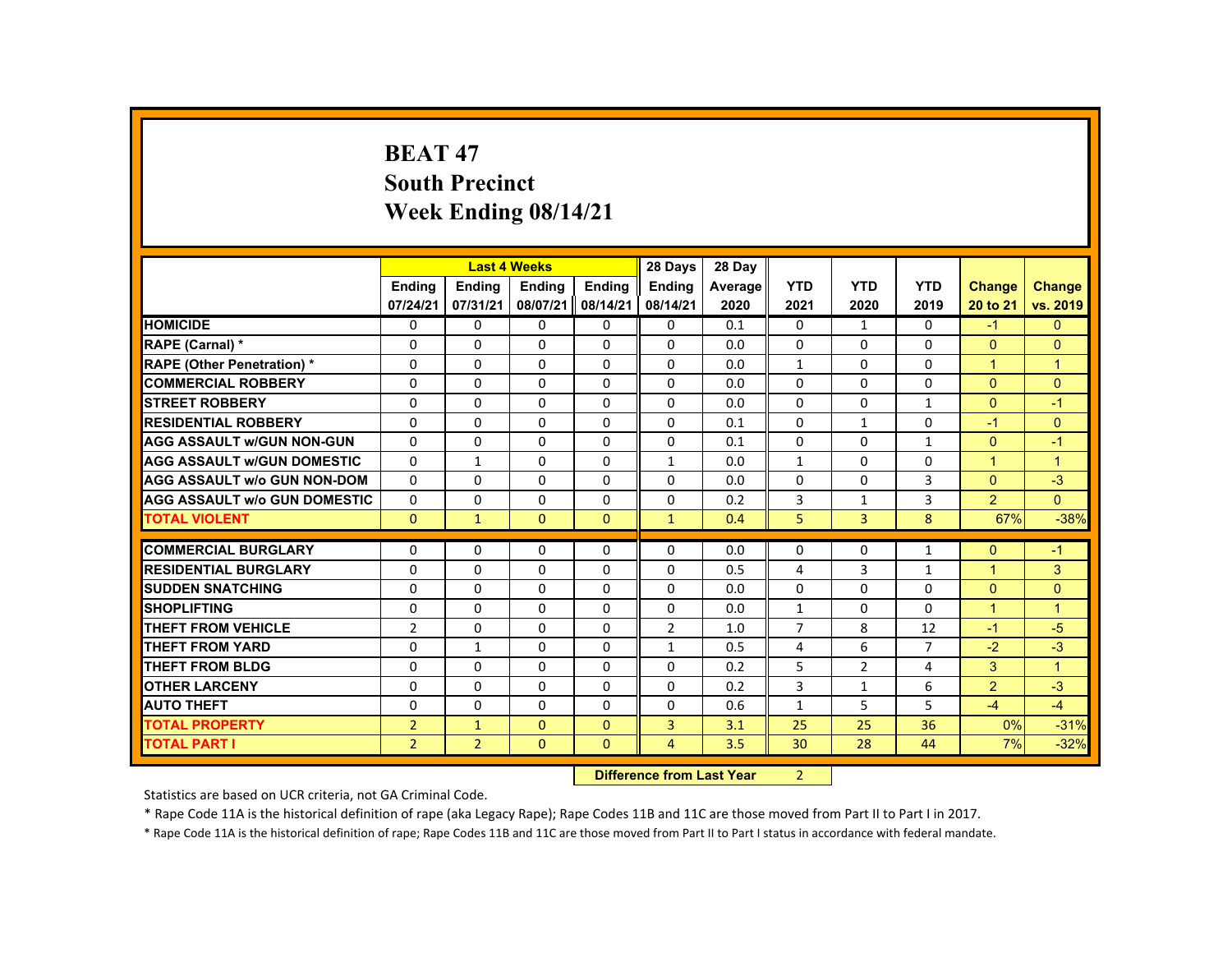# BEAT 47
## South Precinct
## Week Ending 08/14/21

| | Last 4 Weeks | | | | 28 Days | 28 Day | | | | | |
|---|---|---|---|---|---|---|---|---|---|---|---|
| | Ending 07/24/21 | Ending 07/31/21 | Ending 08/07/21 | Ending 08/14/21 | Ending 08/14/21 | Average 2020 | YTD 2021 | YTD 2020 | YTD 2019 | Change 20 to 21 | Change vs. 2019 |
| HOMICIDE | 0 | 0 | 0 | 0 | 0 | 0.1 | 0 | 1 | 0 | -1 | 0 |
| RAPE (Carnal) * | 0 | 0 | 0 | 0 | 0 | 0.0 | 0 | 0 | 0 | 0 | 0 |
| RAPE (Other Penetration) * | 0 | 0 | 0 | 0 | 0 | 0.0 | 1 | 0 | 0 | 1 | 1 |
| COMMERCIAL ROBBERY | 0 | 0 | 0 | 0 | 0 | 0.0 | 0 | 0 | 0 | 0 | 0 |
| STREET ROBBERY | 0 | 0 | 0 | 0 | 0 | 0.0 | 0 | 0 | 1 | 0 | -1 |
| RESIDENTIAL ROBBERY | 0 | 0 | 0 | 0 | 0 | 0.1 | 0 | 1 | 0 | -1 | 0 |
| AGG ASSAULT w/GUN NON-GUN | 0 | 0 | 0 | 0 | 0 | 0.1 | 0 | 0 | 1 | 0 | -1 |
| AGG ASSAULT w/GUN DOMESTIC | 0 | 1 | 0 | 0 | 1 | 0.0 | 1 | 0 | 0 | 1 | 1 |
| AGG ASSAULT w/o GUN NON-DOM | 0 | 0 | 0 | 0 | 0 | 0.0 | 0 | 0 | 3 | 0 | -3 |
| AGG ASSAULT w/o GUN DOMESTIC | 0 | 0 | 0 | 0 | 0 | 0.2 | 3 | 1 | 3 | 2 | 0 |
| TOTAL VIOLENT | 0 | 1 | 0 | 0 | 1 | 0.4 | 5 | 3 | 8 | 67% | -38% |
| COMMERCIAL BURGLARY | 0 | 0 | 0 | 0 | 0 | 0.0 | 0 | 0 | 1 | 0 | -1 |
| RESIDENTIAL BURGLARY | 0 | 0 | 0 | 0 | 0 | 0.5 | 4 | 3 | 1 | 1 | 3 |
| SUDDEN SNATCHING | 0 | 0 | 0 | 0 | 0 | 0.0 | 0 | 0 | 0 | 0 | 0 |
| SHOPLIFTING | 0 | 0 | 0 | 0 | 0 | 0.0 | 1 | 0 | 0 | 1 | 1 |
| THEFT FROM VEHICLE | 2 | 0 | 0 | 0 | 2 | 1.0 | 7 | 8 | 12 | -1 | -5 |
| THEFT FROM YARD | 0 | 1 | 0 | 0 | 1 | 0.5 | 4 | 6 | 7 | -2 | -3 |
| THEFT FROM BLDG | 0 | 0 | 0 | 0 | 0 | 0.2 | 5 | 2 | 4 | 3 | 1 |
| OTHER LARCENY | 0 | 0 | 0 | 0 | 0 | 0.2 | 3 | 1 | 6 | 2 | -3 |
| AUTO THEFT | 0 | 0 | 0 | 0 | 0 | 0.6 | 1 | 5 | 5 | -4 | -4 |
| TOTAL PROPERTY | 2 | 1 | 0 | 0 | 3 | 3.1 | 25 | 25 | 36 | 0% | -31% |
| TOTAL PART I | 2 | 2 | 0 | 0 | 4 | 3.5 | 30 | 28 | 44 | 7% | -32% |

**Difference from Last Year** 2

Statistics are based on UCR criteria, not GA Criminal Code.

* Rape Code 11A is the historical definition of rape (aka Legacy Rape); Rape Codes 11B and 11C are those moved from Part II to Part I in 2017.

* Rape Code 11A is the historical definition of rape; Rape Codes 11B and 11C are those moved from Part II to Part I status in accordance with federal mandate.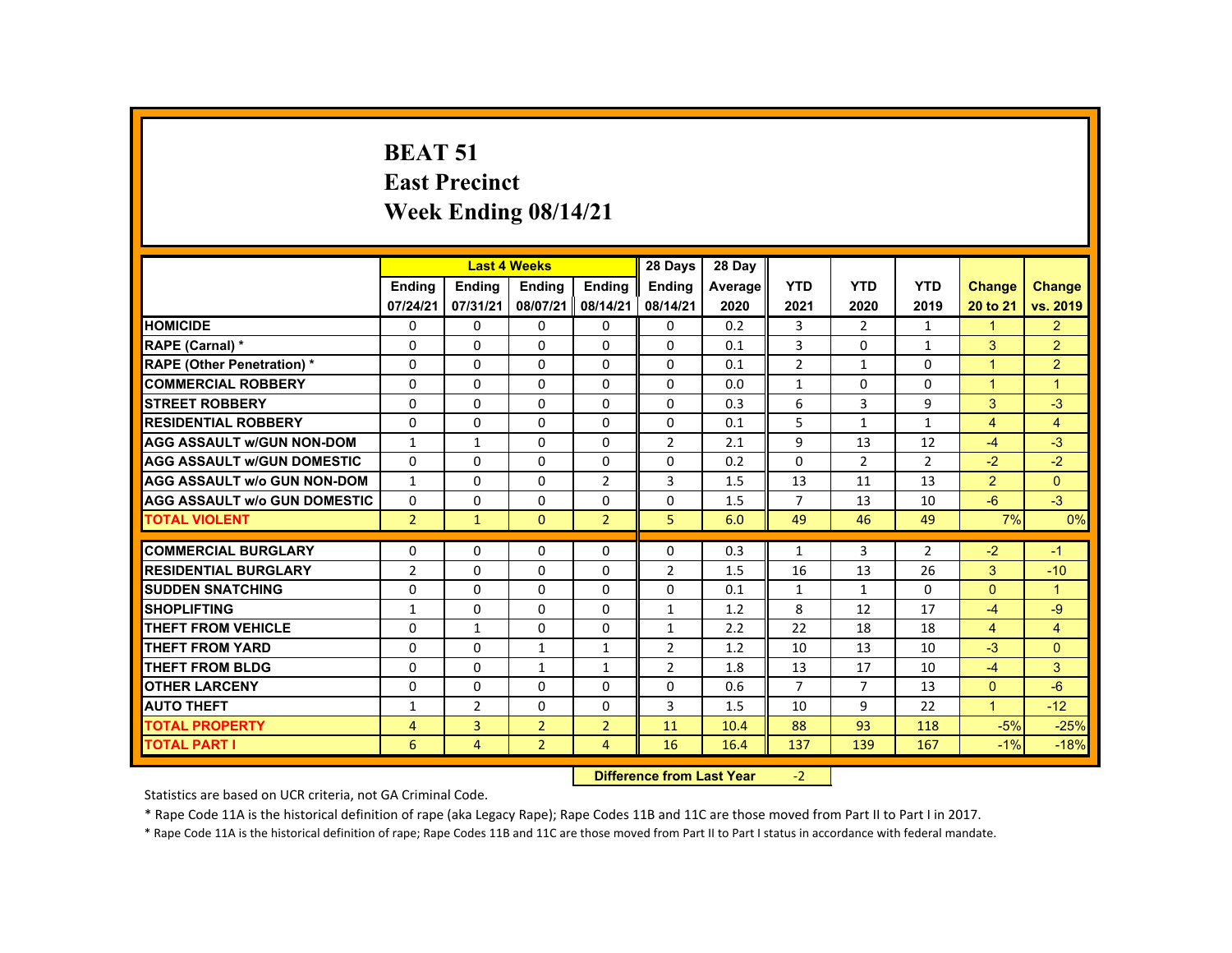# BEAT 51
## East Precinct
## Week Ending 08/14/21

| | Last 4 Weeks | | | | 28 Days | 28 Day | | | | | |
|---|---|---|---|---|---|---|---|---|---|---|---|
| | Ending 07/24/21 | Ending 07/31/21 | Ending 08/07/21 | Ending 08/14/21 | Ending 08/14/21 | Average 2020 | YTD 2021 | YTD 2020 | YTD 2019 | Change 20 to 21 | Change vs. 2019 |
| HOMICIDE | 0 | 0 | 0 | 0 | 0 | 0.2 | 3 | 2 | 1 | 1 | 2 |
| RAPE (Carnal) * | 0 | 0 | 0 | 0 | 0 | 0.1 | 3 | 0 | 1 | 3 | 2 |
| RAPE (Other Penetration) * | 0 | 0 | 0 | 0 | 0 | 0.1 | 2 | 1 | 0 | 1 | 2 |
| COMMERCIAL ROBBERY | 0 | 0 | 0 | 0 | 0 | 0.0 | 1 | 0 | 0 | 1 | 1 |
| STREET ROBBERY | 0 | 0 | 0 | 0 | 0 | 0.3 | 6 | 3 | 9 | 3 | -3 |
| RESIDENTIAL ROBBERY | 0 | 0 | 0 | 0 | 0 | 0.1 | 5 | 1 | 1 | 4 | 4 |
| AGG ASSAULT w/GUN NON-DOM | 1 | 1 | 0 | 0 | 2 | 2.1 | 9 | 13 | 12 | -4 | -3 |
| AGG ASSAULT w/GUN DOMESTIC | 0 | 0 | 0 | 0 | 0 | 0.2 | 0 | 2 | 2 | -2 | -2 |
| AGG ASSAULT w/o GUN NON-DOM | 1 | 0 | 0 | 2 | 3 | 1.5 | 13 | 11 | 13 | 2 | 0 |
| AGG ASSAULT w/o GUN DOMESTIC | 0 | 0 | 0 | 0 | 0 | 1.5 | 7 | 13 | 10 | -6 | -3 |
| TOTAL VIOLENT | 2 | 1 | 0 | 2 | 5 | 6.0 | 49 | 46 | 49 | 7% | 0% |
| COMMERCIAL BURGLARY | 0 | 0 | 0 | 0 | 0 | 0.3 | 1 | 3 | 2 | -2 | -1 |
| RESIDENTIAL BURGLARY | 2 | 0 | 0 | 0 | 2 | 1.5 | 16 | 13 | 26 | 3 | -10 |
| SUDDEN SNATCHING | 0 | 0 | 0 | 0 | 0 | 0.1 | 1 | 1 | 0 | 0 | 1 |
| SHOPLIFTING | 1 | 0 | 0 | 0 | 1 | 1.2 | 8 | 12 | 17 | -4 | -9 |
| THEFT FROM VEHICLE | 0 | 1 | 0 | 0 | 1 | 2.2 | 22 | 18 | 18 | 4 | 4 |
| THEFT FROM YARD | 0 | 0 | 1 | 1 | 2 | 1.2 | 10 | 13 | 10 | -3 | 0 |
| THEFT FROM BLDG | 0 | 0 | 1 | 1 | 2 | 1.8 | 13 | 17 | 10 | -4 | 3 |
| OTHER LARCENY | 0 | 0 | 0 | 0 | 0 | 0.6 | 7 | 7 | 13 | 0 | -6 |
| AUTO THEFT | 1 | 2 | 0 | 0 | 3 | 1.5 | 10 | 9 | 22 | 1 | -12 |
| TOTAL PROPERTY | 4 | 3 | 2 | 2 | 11 | 10.4 | 88 | 93 | 118 | -5% | -25% |
| TOTAL PART I | 6 | 4 | 2 | 4 | 16 | 16.4 | 137 | 139 | 167 | -1% | -18% |

**Difference from Last Year** -2

Statistics are based on UCR criteria, not GA Criminal Code.

* Rape Code 11A is the historical definition of rape (aka Legacy Rape); Rape Codes 11B and 11C are those moved from Part II to Part I in 2017.

* Rape Code 11A is the historical definition of rape; Rape Codes 11B and 11C are those moved from Part II to Part I status in accordance with federal mandate.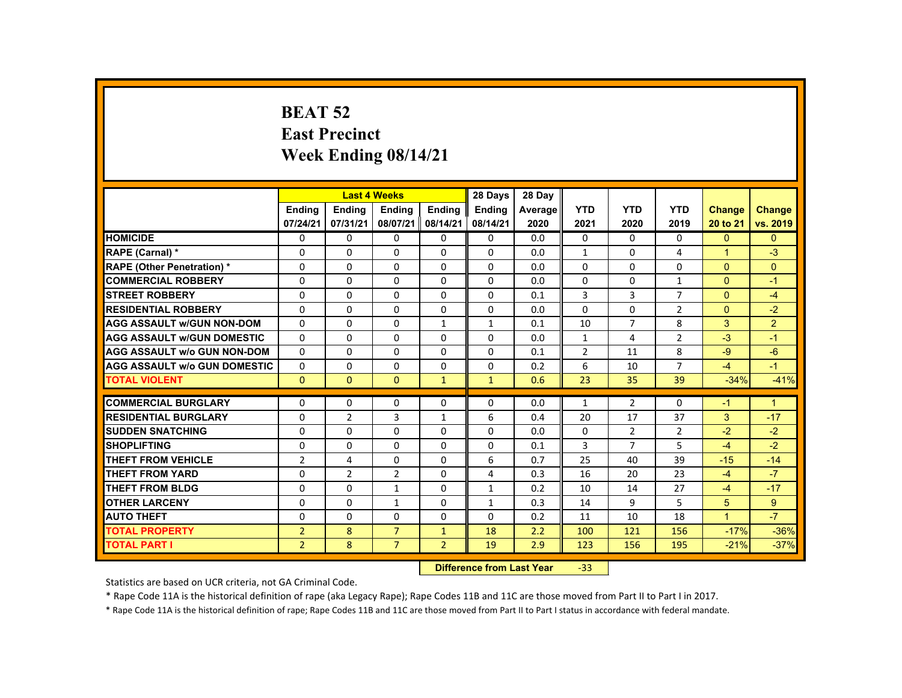# BEAT 52
## East Precinct
## Week Ending 08/14/21

| | Last 4 Weeks | | | | 28 Days | 28 Day | YTD | YTD | YTD | Change | Change |
|---|---|---|---|---|---|---|---|---|---|---|---|
| | Ending 07/24/21 | Ending 07/31/21 | Ending 08/07/21 | Ending 08/14/21 | Ending 08/14/21 | Average 2020 | 2021 | 2020 | 2019 | 20 to 21 | vs. 2019 |
| HOMICIDE | 0 | 0 | 0 | 0 | 0 | 0.0 | 0 | 0 | 0 | 0 | 0 |
| RAPE (Carnal) * | 0 | 0 | 0 | 0 | 0 | 0.0 | 1 | 0 | 4 | 1 | -3 |
| RAPE (Other Penetration) * | 0 | 0 | 0 | 0 | 0 | 0.0 | 0 | 0 | 0 | 0 | 0 |
| COMMERCIAL ROBBERY | 0 | 0 | 0 | 0 | 0 | 0.0 | 0 | 0 | 1 | 0 | -1 |
| STREET ROBBERY | 0 | 0 | 0 | 0 | 0 | 0.1 | 3 | 3 | 7 | 0 | -4 |
| RESIDENTIAL ROBBERY | 0 | 0 | 0 | 0 | 0 | 0.0 | 0 | 0 | 2 | 0 | -2 |
| AGG ASSAULT w/GUN NON-DOM | 0 | 0 | 0 | 1 | 1 | 0.1 | 10 | 7 | 8 | 3 | 2 |
| AGG ASSAULT w/GUN DOMESTIC | 0 | 0 | 0 | 0 | 0 | 0.0 | 1 | 4 | 2 | -3 | -1 |
| AGG ASSAULT w/o GUN NON-DOM | 0 | 0 | 0 | 0 | 0 | 0.1 | 2 | 11 | 8 | -9 | -6 |
| AGG ASSAULT w/o GUN DOMESTIC | 0 | 0 | 0 | 0 | 0 | 0.2 | 6 | 10 | 7 | -4 | -1 |
| TOTAL VIOLENT | 0 | 0 | 0 | 1 | 1 | 0.6 | 23 | 35 | 39 | -34% | -41% |
| COMMERCIAL BURGLARY | 0 | 0 | 0 | 0 | 0 | 0.0 | 1 | 2 | 0 | -1 | 1 |
| RESIDENTIAL BURGLARY | 0 | 2 | 3 | 1 | 6 | 0.4 | 20 | 17 | 37 | 3 | -17 |
| SUDDEN SNATCHING | 0 | 0 | 0 | 0 | 0 | 0.0 | 0 | 2 | 2 | -2 | -2 |
| SHOPLIFTING | 0 | 0 | 0 | 0 | 0 | 0.1 | 3 | 7 | 5 | -4 | -2 |
| THEFT FROM VEHICLE | 2 | 4 | 0 | 0 | 6 | 0.7 | 25 | 40 | 39 | -15 | -14 |
| THEFT FROM YARD | 0 | 2 | 2 | 0 | 4 | 0.3 | 16 | 20 | 23 | -4 | -7 |
| THEFT FROM BLDG | 0 | 0 | 1 | 0 | 1 | 0.2 | 10 | 14 | 27 | -4 | -17 |
| OTHER LARCENY | 0 | 0 | 1 | 0 | 1 | 0.3 | 14 | 9 | 5 | 5 | 9 |
| AUTO THEFT | 0 | 0 | 0 | 0 | 0 | 0.2 | 11 | 10 | 18 | 1 | -7 |
| TOTAL PROPERTY | 2 | 8 | 7 | 1 | 18 | 2.2 | 100 | 121 | 156 | -17% | -36% |
| TOTAL PART I | 2 | 8 | 7 | 2 | 19 | 2.9 | 123 | 156 | 195 | -21% | -37% |

**Difference from Last Year** -33

Statistics are based on UCR criteria, not GA Criminal Code.

* Rape Code 11A is the historical definition of rape (aka Legacy Rape); Rape Codes 11B and 11C are those moved from Part II to Part I in 2017.

* Rape Code 11A is the historical definition of rape; Rape Codes 11B and 11C are those moved from Part II to Part I status in accordance with federal mandate.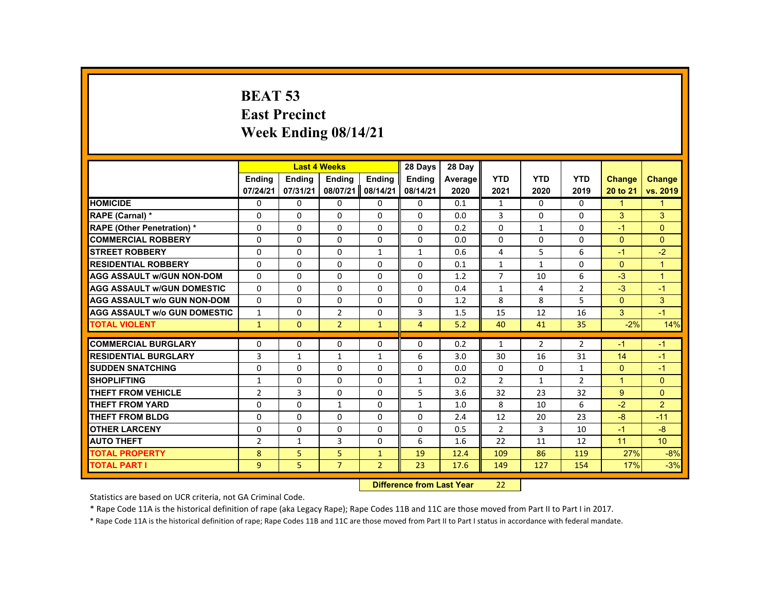# BEAT 53
## East Precinct
## Week Ending 08/14/21

| | Last 4 Weeks | | | | 28 Days | 28 Day | | | | | |
|---|---|---|---|---|---|---|---|---|---|---|---|
| | Ending 07/24/21 | Ending 07/31/21 | Ending 08/07/21 | Ending 08/14/21 | Ending 08/14/21 | Average 2020 | YTD 2021 | YTD 2020 | YTD 2019 | Change 20 to 21 | Change vs. 2019 |
| HOMICIDE | 0 | 0 | 0 | 0 | 0 | 0.1 | 1 | 0 | 0 | 1 | 1 |
| RAPE (Carnal) * | 0 | 0 | 0 | 0 | 0 | 0.0 | 3 | 0 | 0 | 3 | 3 |
| RAPE (Other Penetration) * | 0 | 0 | 0 | 0 | 0 | 0.2 | 0 | 1 | 0 | -1 | 0 |
| COMMERCIAL ROBBERY | 0 | 0 | 0 | 0 | 0 | 0.0 | 0 | 0 | 0 | 0 | 0 |
| STREET ROBBERY | 0 | 0 | 0 | 1 | 1 | 0.6 | 4 | 5 | 6 | -1 | -2 |
| RESIDENTIAL ROBBERY | 0 | 0 | 0 | 0 | 0 | 0.1 | 1 | 1 | 0 | 0 | 1 |
| AGG ASSAULT w/GUN NON-DOM | 0 | 0 | 0 | 0 | 0 | 1.2 | 7 | 10 | 6 | -3 | 1 |
| AGG ASSAULT w/GUN DOMESTIC | 0 | 0 | 0 | 0 | 0 | 0.4 | 1 | 4 | 2 | -3 | -1 |
| AGG ASSAULT w/o GUN NON-DOM | 0 | 0 | 0 | 0 | 0 | 1.2 | 8 | 8 | 5 | 0 | 3 |
| AGG ASSAULT w/o GUN DOMESTIC | 1 | 0 | 2 | 0 | 3 | 1.5 | 15 | 12 | 16 | 3 | -1 |
| TOTAL VIOLENT | 1 | 0 | 2 | 1 | 4 | 5.2 | 40 | 41 | 35 | -2% | 14% |
| COMMERCIAL BURGLARY | 0 | 0 | 0 | 0 | 0 | 0.2 | 1 | 2 | 2 | -1 | -1 |
| RESIDENTIAL BURGLARY | 3 | 1 | 1 | 1 | 6 | 3.0 | 30 | 16 | 31 | 14 | -1 |
| SUDDEN SNATCHING | 0 | 0 | 0 | 0 | 0 | 0.0 | 0 | 0 | 1 | 0 | -1 |
| SHOPLIFTING | 1 | 0 | 0 | 0 | 1 | 0.2 | 2 | 1 | 2 | 1 | 0 |
| THEFT FROM VEHICLE | 2 | 3 | 0 | 0 | 5 | 3.6 | 32 | 23 | 32 | 9 | 0 |
| THEFT FROM YARD | 0 | 0 | 1 | 0 | 1 | 1.0 | 8 | 10 | 6 | -2 | 2 |
| THEFT FROM BLDG | 0 | 0 | 0 | 0 | 0 | 2.4 | 12 | 20 | 23 | -8 | -11 |
| OTHER LARCENY | 0 | 0 | 0 | 0 | 0 | 0.5 | 2 | 3 | 10 | -1 | -8 |
| AUTO THEFT | 2 | 1 | 3 | 0 | 6 | 1.6 | 22 | 11 | 12 | 11 | 10 |
| TOTAL PROPERTY | 8 | 5 | 5 | 1 | 19 | 12.4 | 109 | 86 | 119 | 27% | -8% |
| TOTAL PART I | 9 | 5 | 7 | 2 | 23 | 17.6 | 149 | 127 | 154 | 17% | -3% |

**Difference from Last Year** 22

Statistics are based on UCR criteria, not GA Criminal Code.

* Rape Code 11A is the historical definition of rape (aka Legacy Rape); Rape Codes 11B and 11C are those moved from Part II to Part I in 2017.

* Rape Code 11A is the historical definition of rape; Rape Codes 11B and 11C are those moved from Part II to Part I status in accordance with federal mandate.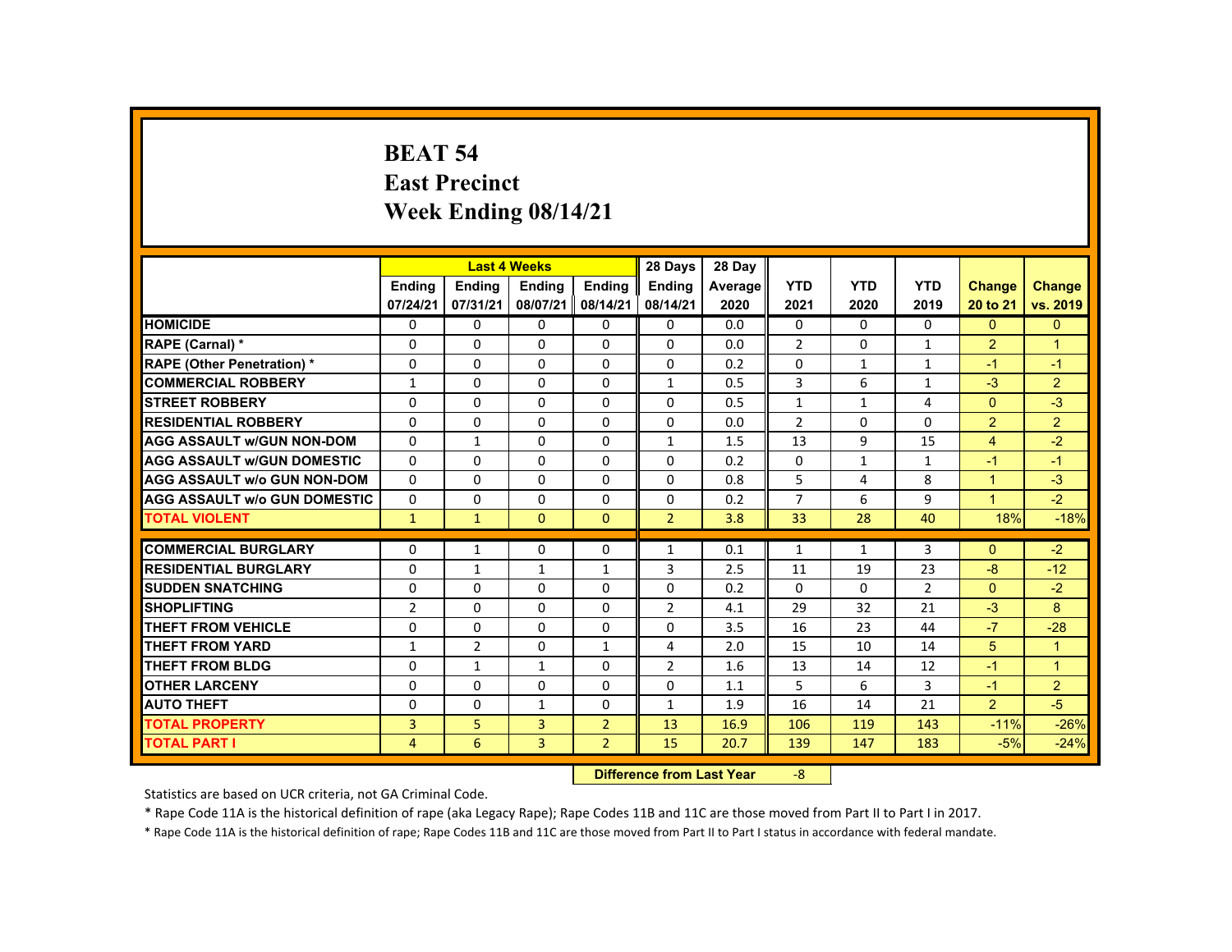# BEAT 54
## East Precinct
## Week Ending 08/14/21

| | Last 4 Weeks | | | | 28 Days | 28 Day | | | | | |
|---|---|---|---|---|---|---|---|---|---|---|---|
| | Ending 07/24/21 | Ending 07/31/21 | Ending 08/07/21 | Ending 08/14/21 | Ending 08/14/21 | Average 2020 | YTD 2021 | YTD 2020 | YTD 2019 | Change 20 to 21 | Change vs. 2019 |
| **HOMICIDE** | 0 | 0 | 0 | 0 | 0 | 0.0 | 0 | 0 | 0 | 0 | 0 |
| **RAPE (Carnal) *** | 0 | 0 | 0 | 0 | 0 | 0.0 | 2 | 0 | 1 | 2 | 1 |
| **RAPE (Other Penetration) *** | 0 | 0 | 0 | 0 | 0 | 0.2 | 0 | 1 | 1 | -1 | -1 |
| **COMMERCIAL ROBBERY** | 1 | 0 | 0 | 0 | 1 | 0.5 | 3 | 6 | 1 | -3 | 2 |
| **STREET ROBBERY** | 0 | 0 | 0 | 0 | 0 | 0.5 | 1 | 1 | 4 | 0 | -3 |
| **RESIDENTIAL ROBBERY** | 0 | 0 | 0 | 0 | 0 | 0.0 | 2 | 0 | 0 | 2 | 2 |
| **AGG ASSAULT w/GUN NON-DOM** | 0 | 1 | 0 | 0 | 1 | 1.5 | 13 | 9 | 15 | 4 | -2 |
| **AGG ASSAULT w/GUN DOMESTIC** | 0 | 0 | 0 | 0 | 0 | 0.2 | 0 | 1 | 1 | -1 | -1 |
| **AGG ASSAULT w/o GUN NON-DOM** | 0 | 0 | 0 | 0 | 0 | 0.8 | 5 | 4 | 8 | 1 | -3 |
| **AGG ASSAULT w/o GUN DOMESTIC** | 0 | 0 | 0 | 0 | 0 | 0.2 | 7 | 6 | 9 | 1 | -2 |
| **TOTAL VIOLENT** | 1 | 1 | 0 | 0 | 2 | 3.8 | 33 | 28 | 40 | 18% | -18% |
| **COMMERCIAL BURGLARY** | 0 | 1 | 0 | 0 | 1 | 0.1 | 1 | 1 | 3 | 0 | -2 |
| **RESIDENTIAL BURGLARY** | 0 | 1 | 1 | 1 | 3 | 2.5 | 11 | 19 | 23 | -8 | -12 |
| **SUDDEN SNATCHING** | 0 | 0 | 0 | 0 | 0 | 0.2 | 0 | 0 | 2 | 0 | -2 |
| **SHOPLIFTING** | 2 | 0 | 0 | 0 | 2 | 4.1 | 29 | 32 | 21 | -3 | 8 |
| **THEFT FROM VEHICLE** | 0 | 0 | 0 | 0 | 0 | 3.5 | 16 | 23 | 44 | -7 | -28 |
| **THEFT FROM YARD** | 1 | 2 | 0 | 1 | 4 | 2.0 | 15 | 10 | 14 | 5 | 1 |
| **THEFT FROM BLDG** | 0 | 1 | 1 | 0 | 2 | 1.6 | 13 | 14 | 12 | -1 | 1 |
| **OTHER LARCENY** | 0 | 0 | 0 | 0 | 0 | 1.1 | 5 | 6 | 3 | -1 | 2 |
| **AUTO THEFT** | 0 | 0 | 1 | 0 | 1 | 1.9 | 16 | 14 | 21 | 2 | -5 |
| **TOTAL PROPERTY** | 3 | 5 | 3 | 2 | 13 | 16.9 | 106 | 119 | 143 | -11% | -26% |
| **TOTAL PART I** | 4 | 6 | 3 | 2 | 15 | 20.7 | 139 | 147 | 183 | -5% | -24% |

**Difference from Last Year** -8

Statistics are based on UCR criteria, not GA Criminal Code.

* Rape Code 11A is the historical definition of rape (aka Legacy Rape); Rape Codes 11B and 11C are those moved from Part II to Part I in 2017.

* Rape Code 11A is the historical definition of rape; Rape Codes 11B and 11C are those moved from Part II to Part I status in accordance with federal mandate.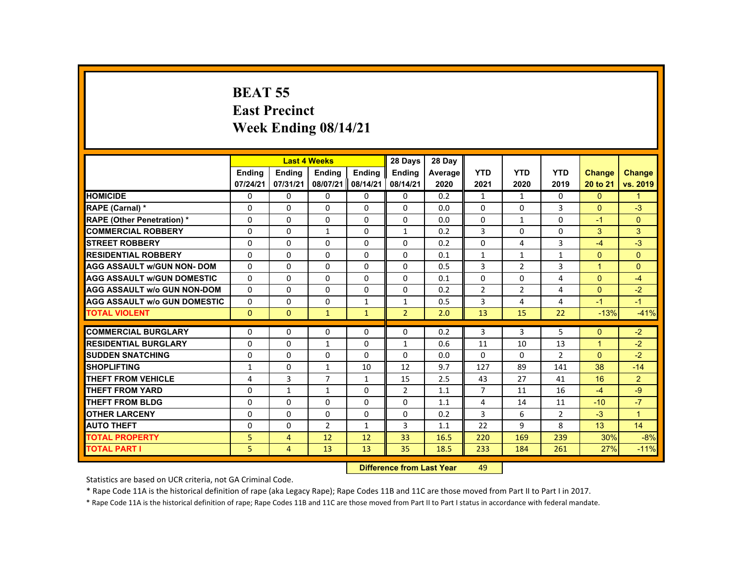# BEAT 55
## East Precinct
## Week Ending 08/14/21

| | Last 4 Weeks | | | | 28 Days | 28 Day | | | | | |
|---|---|---|---|---|---|---|---|---|---|---|---|
| | Ending 07/24/21 | Ending 07/31/21 | Ending 08/07/21 | Ending 08/14/21 | Ending 08/14/21 | Average 2020 | YTD 2021 | YTD 2020 | YTD 2019 | Change 20 to 21 | Change vs. 2019 |
| HOMICIDE | 0 | 0 | 0 | 0 | 0 | 0.2 | 1 | 1 | 0 | 0 | 1 |
| RAPE (Carnal) * | 0 | 0 | 0 | 0 | 0 | 0.0 | 0 | 0 | 3 | 0 | -3 |
| RAPE (Other Penetration) * | 0 | 0 | 0 | 0 | 0 | 0.0 | 0 | 1 | 0 | -1 | 0 |
| COMMERCIAL ROBBERY | 0 | 0 | 1 | 0 | 1 | 0.2 | 3 | 0 | 0 | 3 | 3 |
| STREET ROBBERY | 0 | 0 | 0 | 0 | 0 | 0.2 | 0 | 4 | 3 | -4 | -3 |
| RESIDENTIAL ROBBERY | 0 | 0 | 0 | 0 | 0 | 0.1 | 1 | 1 | 1 | 0 | 0 |
| AGG ASSAULT w/GUN NON- DOM | 0 | 0 | 0 | 0 | 0 | 0.5 | 3 | 2 | 3 | 1 | 0 |
| AGG ASSAULT w/GUN DOMESTIC | 0 | 0 | 0 | 0 | 0 | 0.1 | 0 | 0 | 4 | 0 | -4 |
| AGG ASSAULT w/o GUN NON-DOM | 0 | 0 | 0 | 0 | 0 | 0.2 | 2 | 2 | 4 | 0 | -2 |
| AGG ASSAULT w/o GUN DOMESTIC | 0 | 0 | 0 | 1 | 1 | 0.5 | 3 | 4 | 4 | -1 | -1 |
| TOTAL VIOLENT | 0 | 0 | 1 | 1 | 2 | 2.0 | 13 | 15 | 22 | -13% | -41% |
| COMMERCIAL BURGLARY | 0 | 0 | 0 | 0 | 0 | 0.2 | 3 | 3 | 5 | 0 | -2 |
| RESIDENTIAL BURGLARY | 0 | 0 | 1 | 0 | 1 | 0.6 | 11 | 10 | 13 | 1 | -2 |
| SUDDEN SNATCHING | 0 | 0 | 0 | 0 | 0 | 0.0 | 0 | 0 | 2 | 0 | -2 |
| SHOPLIFTING | 1 | 0 | 1 | 10 | 12 | 9.7 | 127 | 89 | 141 | 38 | -14 |
| THEFT FROM VEHICLE | 4 | 3 | 7 | 1 | 15 | 2.5 | 43 | 27 | 41 | 16 | 2 |
| THEFT FROM YARD | 0 | 1 | 1 | 0 | 2 | 1.1 | 7 | 11 | 16 | -4 | -9 |
| THEFT FROM BLDG | 0 | 0 | 0 | 0 | 0 | 1.1 | 4 | 14 | 11 | -10 | -7 |
| OTHER LARCENY | 0 | 0 | 0 | 0 | 0 | 0.2 | 3 | 6 | 2 | -3 | 1 |
| AUTO THEFT | 0 | 0 | 2 | 1 | 3 | 1.1 | 22 | 9 | 8 | 13 | 14 |
| TOTAL PROPERTY | 5 | 4 | 12 | 12 | 33 | 16.5 | 220 | 169 | 239 | 30% | -8% |
| TOTAL PART I | 5 | 4 | 13 | 13 | 35 | 18.5 | 233 | 184 | 261 | 27% | -11% |

**Difference from Last Year** 49

Statistics are based on UCR criteria, not GA Criminal Code.

* Rape Code 11A is the historical definition of rape (aka Legacy Rape); Rape Codes 11B and 11C are those moved from Part II to Part I in 2017.

* Rape Code 11A is the historical definition of rape; Rape Codes 11B and 11C are those moved from Part II to Part I status in accordance with federal mandate.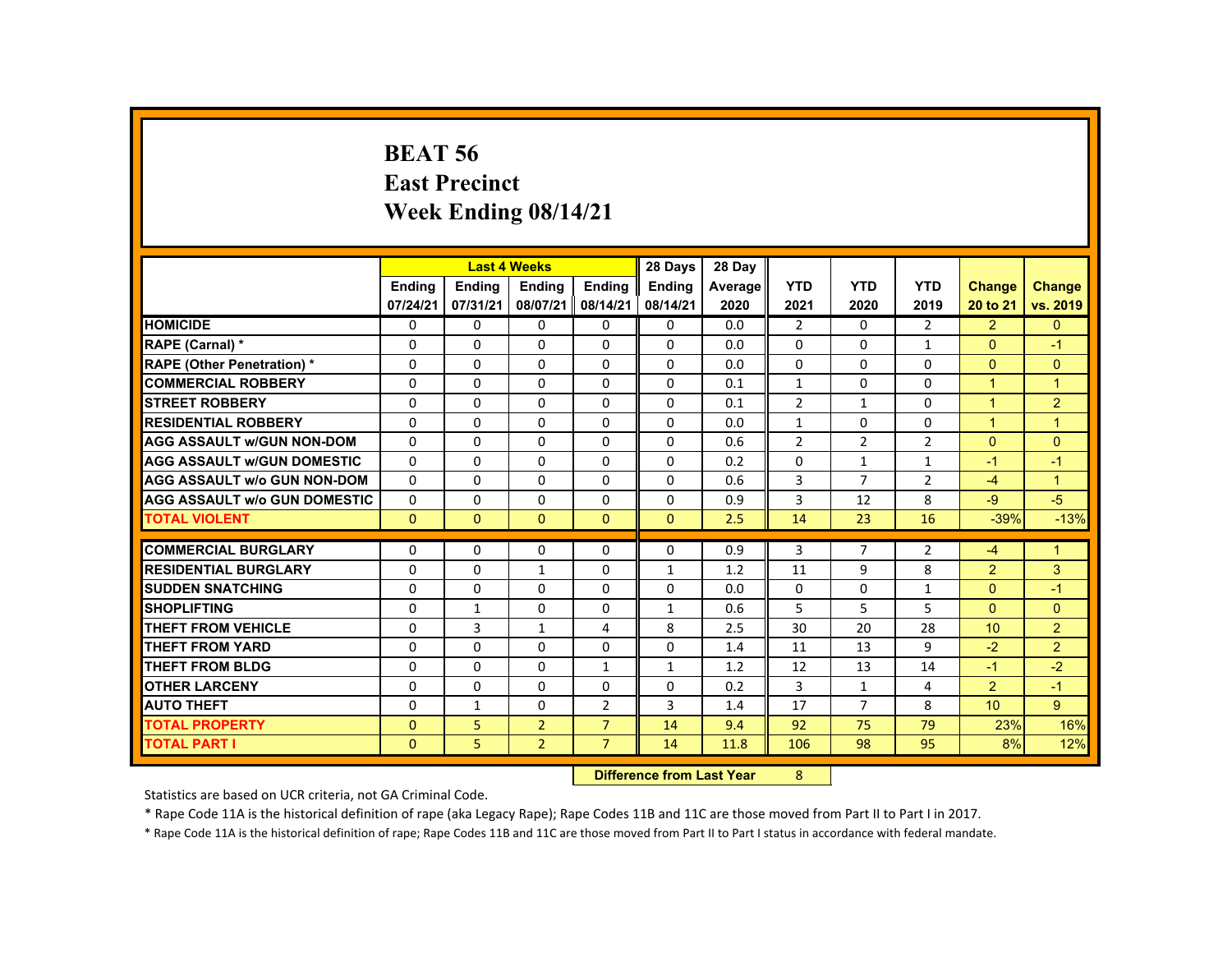# BEAT 56
## East Precinct
## Week Ending 08/14/21

| | Last 4 Weeks | | | | 28 Days | 28 Day | YTD | YTD | YTD | Change | Change |
|---|---|---|---|---|---|---|---|---|---|---|---|
| | Ending 07/24/21 | Ending 07/31/21 | Ending 08/07/21 | Ending 08/14/21 | Ending 08/14/21 | Average 2020 | 2021 | 2020 | 2019 | 20 to 21 | vs. 2019 |
| **HOMICIDE** | 0 | 0 | 0 | 0 | 0 | 0.0 | 2 | 0 | 2 | 2 | 0 |
| **RAPE (Carnal) *** | 0 | 0 | 0 | 0 | 0 | 0.0 | 0 | 0 | 1 | 0 | -1 |
| **RAPE (Other Penetration) *** | 0 | 0 | 0 | 0 | 0 | 0.0 | 0 | 0 | 0 | 0 | 0 |
| **COMMERCIAL ROBBERY** | 0 | 0 | 0 | 0 | 0 | 0.1 | 1 | 0 | 0 | 1 | 1 |
| **STREET ROBBERY** | 0 | 0 | 0 | 0 | 0 | 0.1 | 2 | 1 | 0 | 1 | 2 |
| **RESIDENTIAL ROBBERY** | 0 | 0 | 0 | 0 | 0 | 0.0 | 1 | 0 | 0 | 1 | 1 |
| **AGG ASSAULT w/GUN NON-DOM** | 0 | 0 | 0 | 0 | 0 | 0.6 | 2 | 2 | 2 | 0 | 0 |
| **AGG ASSAULT w/GUN DOMESTIC** | 0 | 0 | 0 | 0 | 0 | 0.2 | 0 | 1 | 1 | -1 | -1 |
| **AGG ASSAULT w/o GUN NON-DOM** | 0 | 0 | 0 | 0 | 0 | 0.6 | 3 | 7 | 2 | -4 | 1 |
| **AGG ASSAULT w/o GUN DOMESTIC** | 0 | 0 | 0 | 0 | 0 | 0.9 | 3 | 12 | 8 | -9 | -5 |
| **TOTAL VIOLENT** | 0 | 0 | 0 | 0 | 0 | 2.5 | 14 | 23 | 16 | -39% | -13% |
| **COMMERCIAL BURGLARY** | 0 | 0 | 0 | 0 | 0 | 0.9 | 3 | 7 | 2 | -4 | 1 |
| **RESIDENTIAL BURGLARY** | 0 | 0 | 1 | 0 | 1 | 1.2 | 11 | 9 | 8 | 2 | 3 |
| **SUDDEN SNATCHING** | 0 | 0 | 0 | 0 | 0 | 0.0 | 0 | 0 | 1 | 0 | -1 |
| **SHOPLIFTING** | 0 | 1 | 0 | 0 | 1 | 0.6 | 5 | 5 | 5 | 0 | 0 |
| **THEFT FROM VEHICLE** | 0 | 3 | 1 | 4 | 8 | 2.5 | 30 | 20 | 28 | 10 | 2 |
| **THEFT FROM YARD** | 0 | 0 | 0 | 0 | 0 | 1.4 | 11 | 13 | 9 | -2 | 2 |
| **THEFT FROM BLDG** | 0 | 0 | 0 | 1 | 1 | 1.2 | 12 | 13 | 14 | -1 | -2 |
| **OTHER LARCENY** | 0 | 0 | 0 | 0 | 0 | 0.2 | 3 | 1 | 4 | 2 | -1 |
| **AUTO THEFT** | 0 | 1 | 0 | 2 | 3 | 1.4 | 17 | 7 | 8 | 10 | 9 |
| **TOTAL PROPERTY** | 0 | 5 | 2 | 7 | 14 | 9.4 | 92 | 75 | 79 | 23% | 16% |
| **TOTAL PART I** | 0 | 5 | 2 | 7 | 14 | 11.8 | 106 | 98 | 95 | 8% | 12% |

**Difference from Last Year** 8

Statistics are based on UCR criteria, not GA Criminal Code.

* Rape Code 11A is the historical definition of rape (aka Legacy Rape); Rape Codes 11B and 11C are those moved from Part II to Part I in 2017.

* Rape Code 11A is the historical definition of rape; Rape Codes 11B and 11C are those moved from Part II to Part I status in accordance with federal mandate.